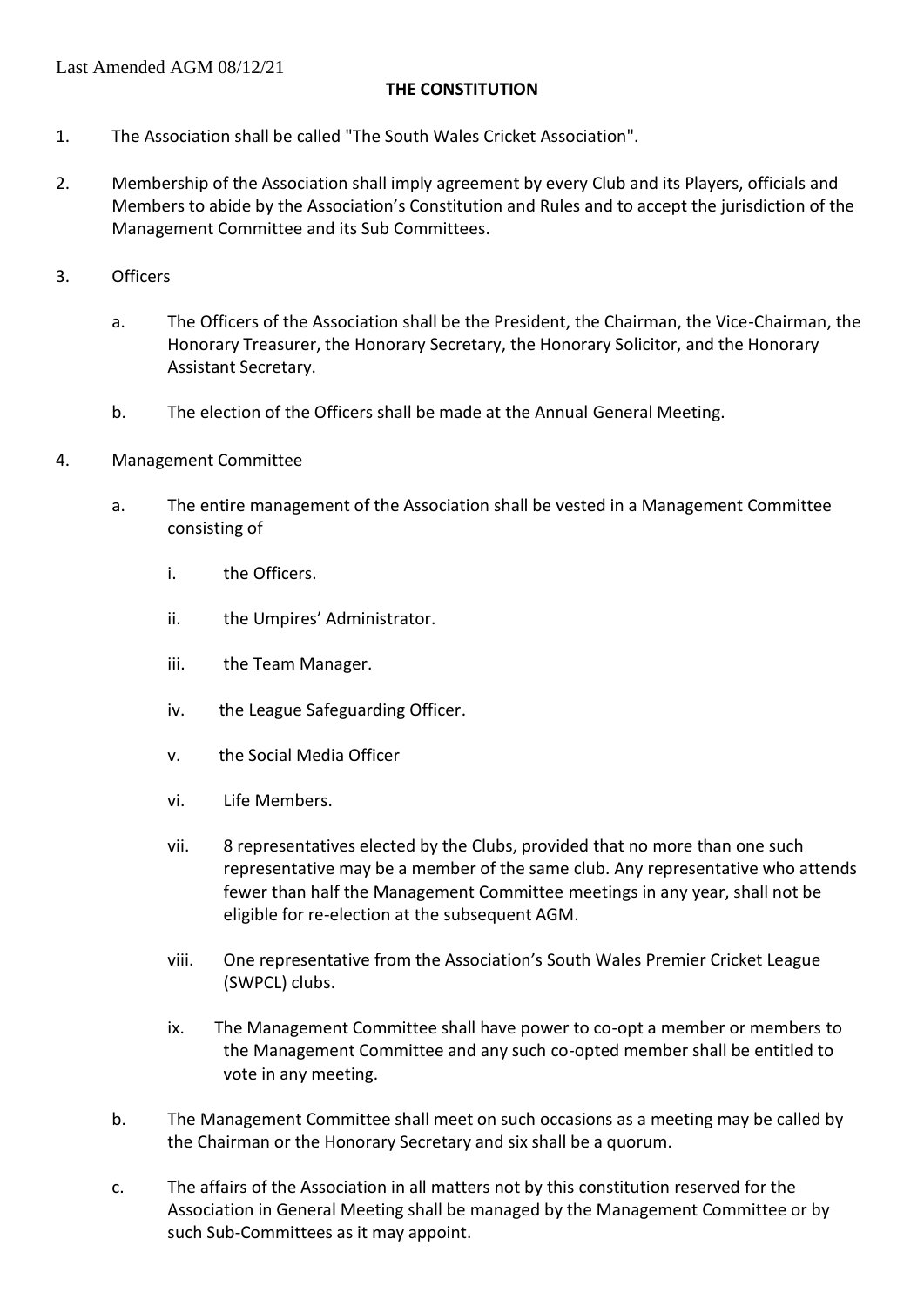Last Amended AGM 08/12/21

# THE CONSTITUTION

1. The Association shall be called "The South Wales Cricket Association".

2. Membership of the Association shall imply agreement by every Club and its Players, officials and Members to abide by the Association's Constitution and Rules and to accept the jurisdiction of the Management Committee and its Sub Committees.

3. Officers

   a. The Officers of the Association shall be the President, the Chairman, the Vice-Chairman, the Honorary Treasurer, the Honorary Secretary, the Honorary Solicitor, and the Honorary Assistant Secretary.

   b. The election of the Officers shall be made at the Annual General Meeting.

4. Management Committee

   a. The entire management of the Association shall be vested in a Management Committee consisting of

      i. the Officers.

      ii. the Umpires' Administrator.

      iii. the Team Manager.

      iv. the League Safeguarding Officer.

      v. the Social Media Officer

      vi. Life Members.

      vii. 8 representatives elected by the Clubs, provided that no more than one such representative may be a member of the same club. Any representative who attends fewer than half the Management Committee meetings in any year, shall not be eligible for re-election at the subsequent AGM.

      viii. One representative from the Association's South Wales Premier Cricket League (SWPCL) clubs.

      ix. The Management Committee shall have power to co-opt a member or members to the Management Committee and any such co-opted member shall be entitled to vote in any meeting.

   b. The Management Committee shall meet on such occasions as a meeting may be called by the Chairman or the Honorary Secretary and six shall be a quorum.

   c. The affairs of the Association in all matters not by this constitution reserved for the Association in General Meeting shall be managed by the Management Committee or by such Sub-Committees as it may appoint.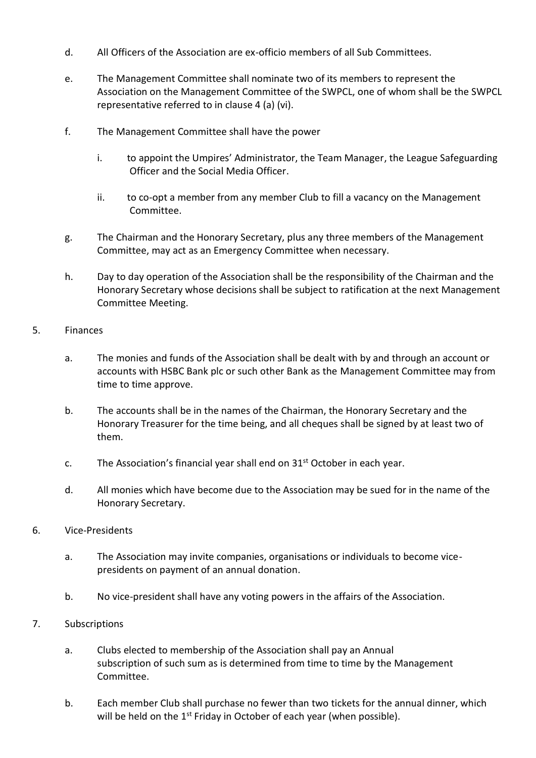d. All Officers of the Association are ex-officio members of all Sub Committees.

e. The Management Committee shall nominate two of its members to represent the Association on the Management Committee of the SWPCL, one of whom shall be the SWPCL representative referred to in clause 4 (a) (vi).

f. The Management Committee shall have the power

   i. to appoint the Umpires' Administrator, the Team Manager, the League Safeguarding Officer and the Social Media Officer.

   ii. to co-opt a member from any member Club to fill a vacancy on the Management Committee.

g. The Chairman and the Honorary Secretary, plus any three members of the Management Committee, may act as an Emergency Committee when necessary.

h. Day to day operation of the Association shall be the responsibility of the Chairman and the Honorary Secretary whose decisions shall be subject to ratification at the next Management Committee Meeting.

5. Finances

a. The monies and funds of the Association shall be dealt with by and through an account or accounts with HSBC Bank plc or such other Bank as the Management Committee may from time to time approve.

b. The accounts shall be in the names of the Chairman, the Honorary Secretary and the Honorary Treasurer for the time being, and all cheques shall be signed by at least two of them.

c. The Association's financial year shall end on 31st October in each year.

d. All monies which have become due to the Association may be sued for in the name of the Honorary Secretary.

6. Vice-Presidents

a. The Association may invite companies, organisations or individuals to become vice-presidents on payment of an annual donation.

b. No vice-president shall have any voting powers in the affairs of the Association.

7. Subscriptions

a. Clubs elected to membership of the Association shall pay an Annual subscription of such sum as is determined from time to time by the Management Committee.

b. Each member Club shall purchase no fewer than two tickets for the annual dinner, which will be held on the 1st Friday in October of each year (when possible).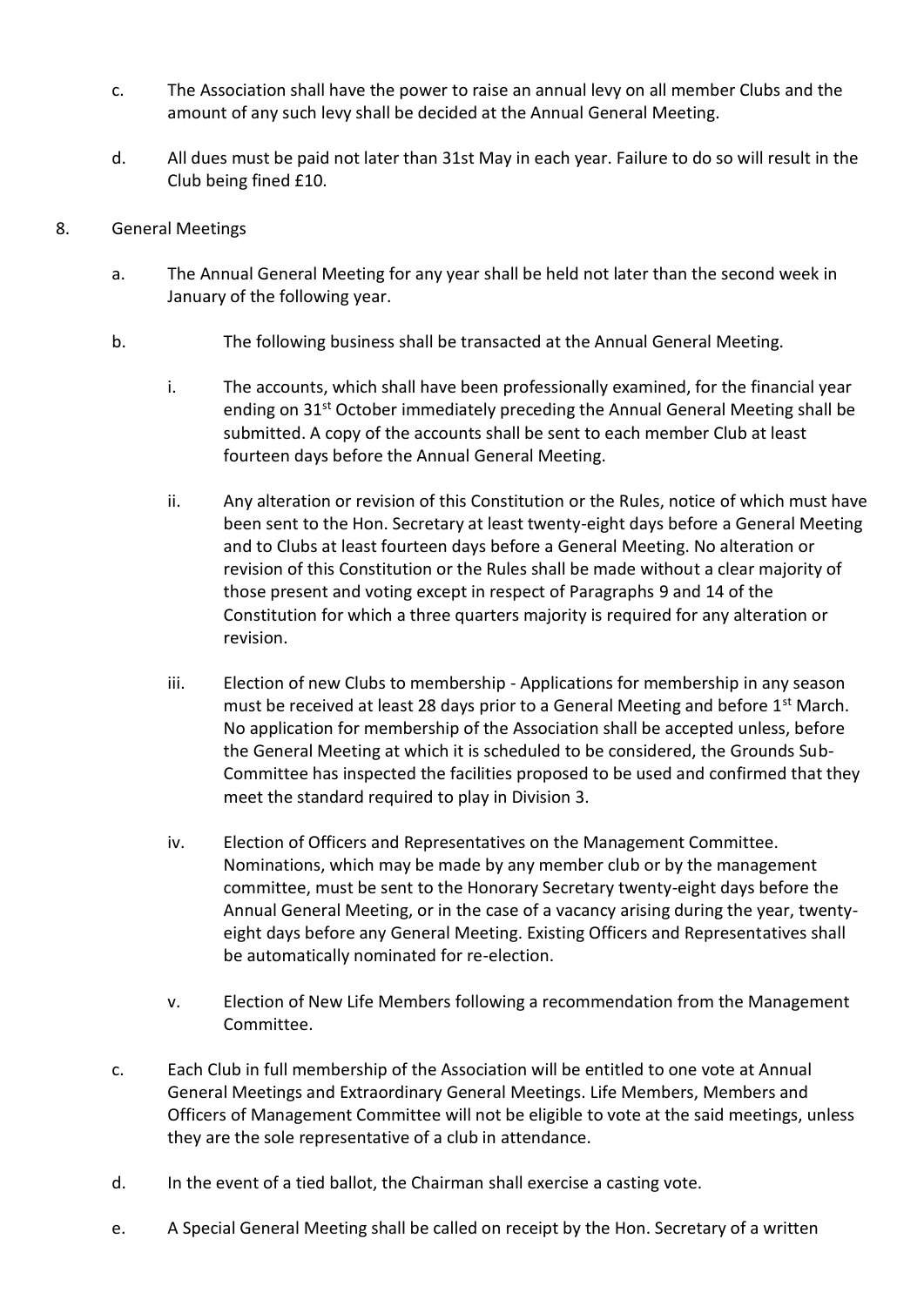c. The Association shall have the power to raise an annual levy on all member Clubs and the amount of any such levy shall be decided at the Annual General Meeting.

d. All dues must be paid not later than 31st May in each year. Failure to do so will result in the Club being fined £10.

8. General Meetings

a. The Annual General Meeting for any year shall be held not later than the second week in January of the following year.

b. The following business shall be transacted at the Annual General Meeting.

i. The accounts, which shall have been professionally examined, for the financial year ending on 31st October immediately preceding the Annual General Meeting shall be submitted. A copy of the accounts shall be sent to each member Club at least fourteen days before the Annual General Meeting.

ii. Any alteration or revision of this Constitution or the Rules, notice of which must have been sent to the Hon. Secretary at least twenty-eight days before a General Meeting and to Clubs at least fourteen days before a General Meeting. No alteration or revision of this Constitution or the Rules shall be made without a clear majority of those present and voting except in respect of Paragraphs 9 and 14 of the Constitution for which a three quarters majority is required for any alteration or revision.

iii. Election of new Clubs to membership - Applications for membership in any season must be received at least 28 days prior to a General Meeting and before 1st March. No application for membership of the Association shall be accepted unless, before the General Meeting at which it is scheduled to be considered, the Grounds Sub-Committee has inspected the facilities proposed to be used and confirmed that they meet the standard required to play in Division 3.

iv. Election of Officers and Representatives on the Management Committee. Nominations, which may be made by any member club or by the management committee, must be sent to the Honorary Secretary twenty-eight days before the Annual General Meeting, or in the case of a vacancy arising during the year, twenty-eight days before any General Meeting. Existing Officers and Representatives shall be automatically nominated for re-election.

v. Election of New Life Members following a recommendation from the Management Committee.

c. Each Club in full membership of the Association will be entitled to one vote at Annual General Meetings and Extraordinary General Meetings. Life Members, Members and Officers of Management Committee will not be eligible to vote at the said meetings, unless they are the sole representative of a club in attendance.

d. In the event of a tied ballot, the Chairman shall exercise a casting vote.

e. A Special General Meeting shall be called on receipt by the Hon. Secretary of a written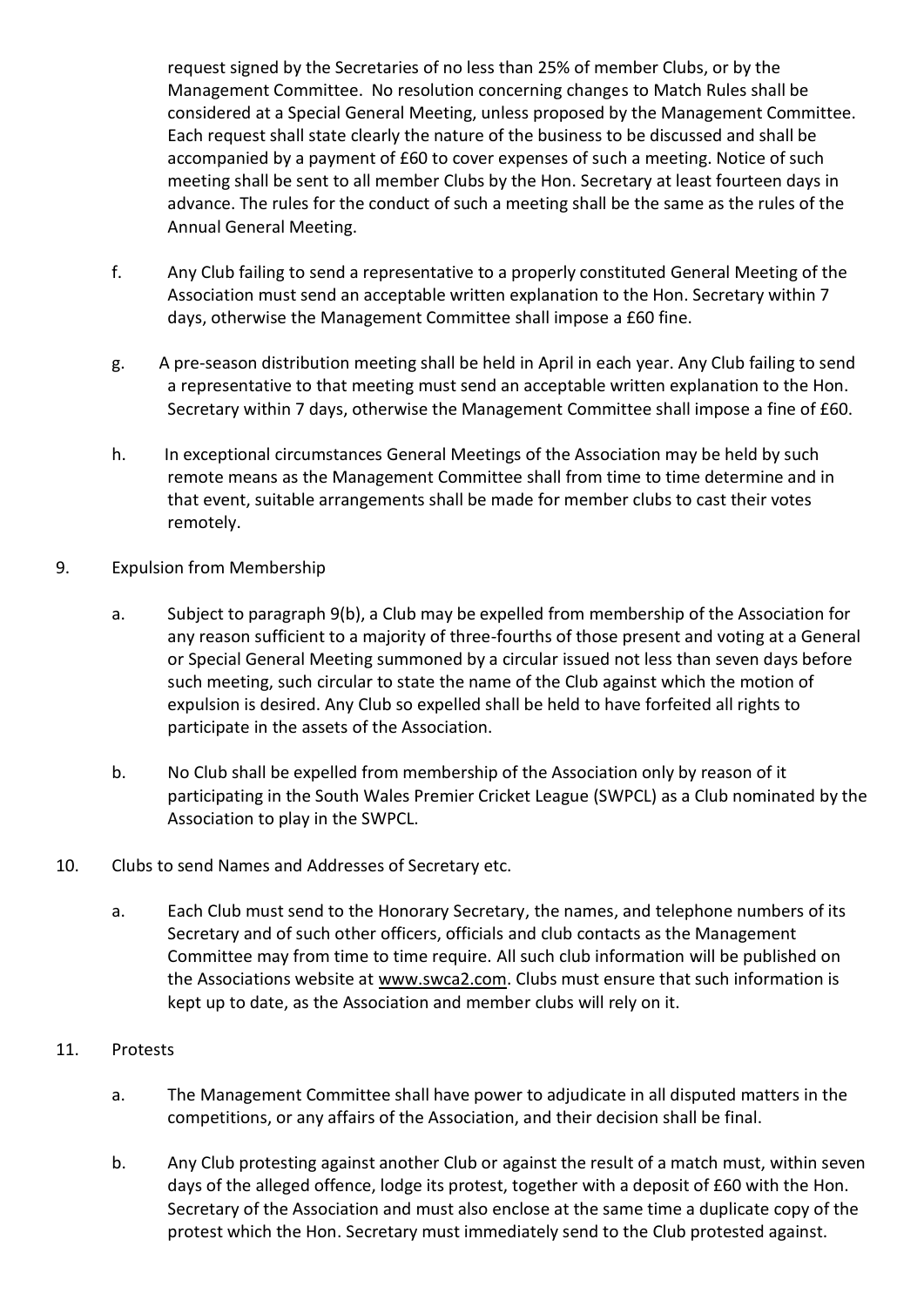request signed by the Secretaries of no less than 25% of member Clubs, or by the Management Committee. No resolution concerning changes to Match Rules shall be considered at a Special General Meeting, unless proposed by the Management Committee. Each request shall state clearly the nature of the business to be discussed and shall be accompanied by a payment of £60 to cover expenses of such a meeting. Notice of such meeting shall be sent to all member Clubs by the Hon. Secretary at least fourteen days in advance. The rules for the conduct of such a meeting shall be the same as the rules of the Annual General Meeting.

f. Any Club failing to send a representative to a properly constituted General Meeting of the Association must send an acceptable written explanation to the Hon. Secretary within 7 days, otherwise the Management Committee shall impose a £60 fine.

g. A pre-season distribution meeting shall be held in April in each year. Any Club failing to send a representative to that meeting must send an acceptable written explanation to the Hon. Secretary within 7 days, otherwise the Management Committee shall impose a fine of £60.

h. In exceptional circumstances General Meetings of the Association may be held by such remote means as the Management Committee shall from time to time determine and in that event, suitable arrangements shall be made for member clubs to cast their votes remotely.

9. Expulsion from Membership

a. Subject to paragraph 9(b), a Club may be expelled from membership of the Association for any reason sufficient to a majority of three-fourths of those present and voting at a General or Special General Meeting summoned by a circular issued not less than seven days before such meeting, such circular to state the name of the Club against which the motion of expulsion is desired. Any Club so expelled shall be held to have forfeited all rights to participate in the assets of the Association.

b. No Club shall be expelled from membership of the Association only by reason of it participating in the South Wales Premier Cricket League (SWPCL) as a Club nominated by the Association to play in the SWPCL.

10. Clubs to send Names and Addresses of Secretary etc.

a. Each Club must send to the Honorary Secretary, the names, and telephone numbers of its Secretary and of such other officers, officials and club contacts as the Management Committee may from time to time require. All such club information will be published on the Associations website at www.swca2.com. Clubs must ensure that such information is kept up to date, as the Association and member clubs will rely on it.

11. Protests

a. The Management Committee shall have power to adjudicate in all disputed matters in the competitions, or any affairs of the Association, and their decision shall be final.

b. Any Club protesting against another Club or against the result of a match must, within seven days of the alleged offence, lodge its protest, together with a deposit of £60 with the Hon. Secretary of the Association and must also enclose at the same time a duplicate copy of the protest which the Hon. Secretary must immediately send to the Club protested against.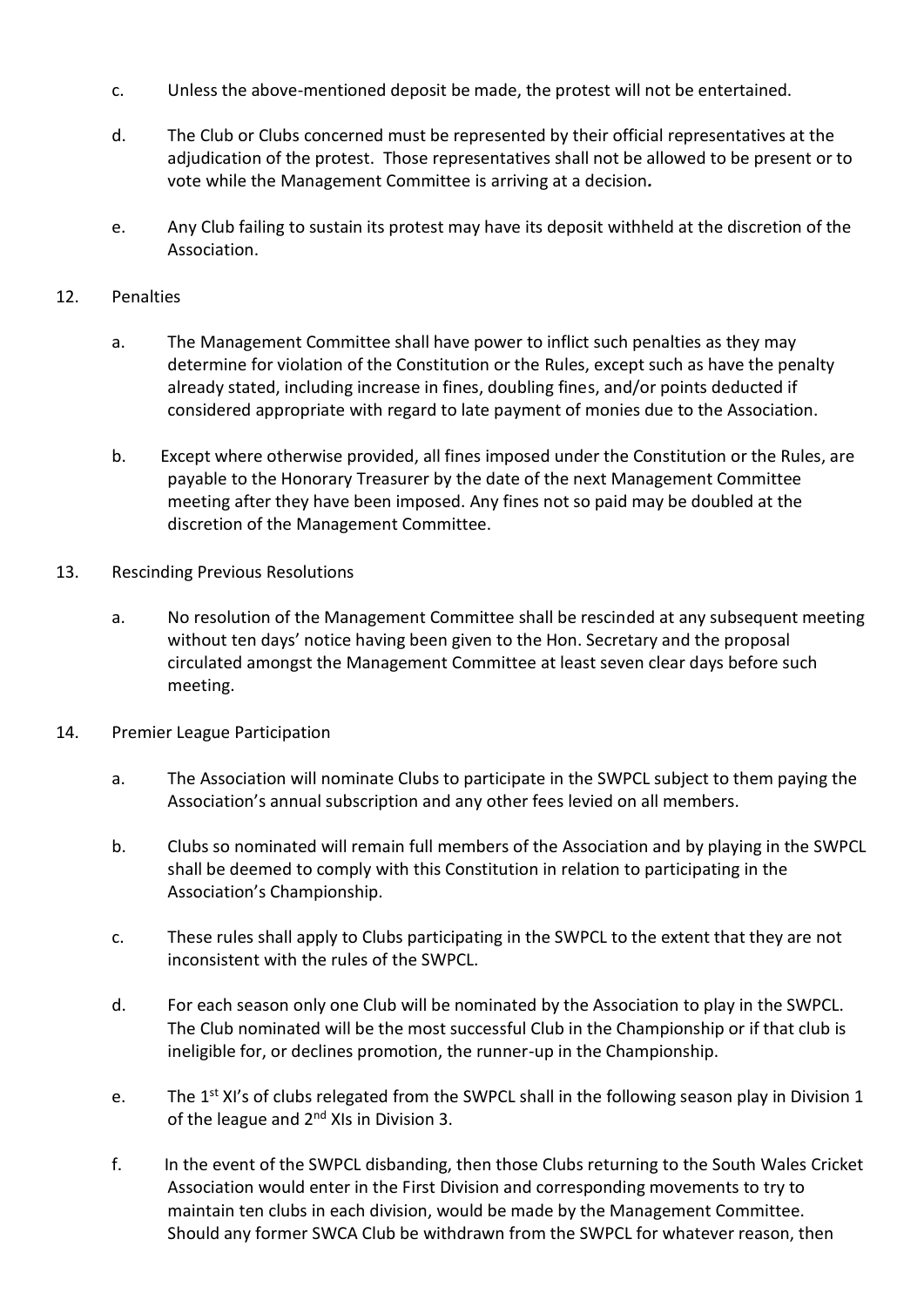c. Unless the above-mentioned deposit be made, the protest will not be entertained.

d. The Club or Clubs concerned must be represented by their official representatives at the adjudication of the protest. Those representatives shall not be allowed to be present or to vote while the Management Committee is arriving at a decision**.**

e. Any Club failing to sustain its protest may have its deposit withheld at the discretion of the Association.

12. Penalties

a. The Management Committee shall have power to inflict such penalties as they may determine for violation of the Constitution or the Rules, except such as have the penalty already stated, including increase in fines, doubling fines, and/or points deducted if considered appropriate with regard to late payment of monies due to the Association.

b. Except where otherwise provided, all fines imposed under the Constitution or the Rules, are payable to the Honorary Treasurer by the date of the next Management Committee meeting after they have been imposed. Any fines not so paid may be doubled at the discretion of the Management Committee.

13. Rescinding Previous Resolutions

a. No resolution of the Management Committee shall be rescinded at any subsequent meeting without ten days' notice having been given to the Hon. Secretary and the proposal circulated amongst the Management Committee at least seven clear days before such meeting.

14. Premier League Participation

a. The Association will nominate Clubs to participate in the SWPCL subject to them paying the Association's annual subscription and any other fees levied on all members.

b. Clubs so nominated will remain full members of the Association and by playing in the SWPCL shall be deemed to comply with this Constitution in relation to participating in the Association's Championship.

c. These rules shall apply to Clubs participating in the SWPCL to the extent that they are not inconsistent with the rules of the SWPCL.

d. For each season only one Club will be nominated by the Association to play in the SWPCL. The Club nominated will be the most successful Club in the Championship or if that club is ineligible for, or declines promotion, the runner-up in the Championship.

e. The 1st XI's of clubs relegated from the SWPCL shall in the following season play in Division 1 of the league and 2nd XIs in Division 3.

f. In the event of the SWPCL disbanding, then those Clubs returning to the South Wales Cricket Association would enter in the First Division and corresponding movements to try to maintain ten clubs in each division, would be made by the Management Committee. Should any former SWCA Club be withdrawn from the SWPCL for whatever reason, then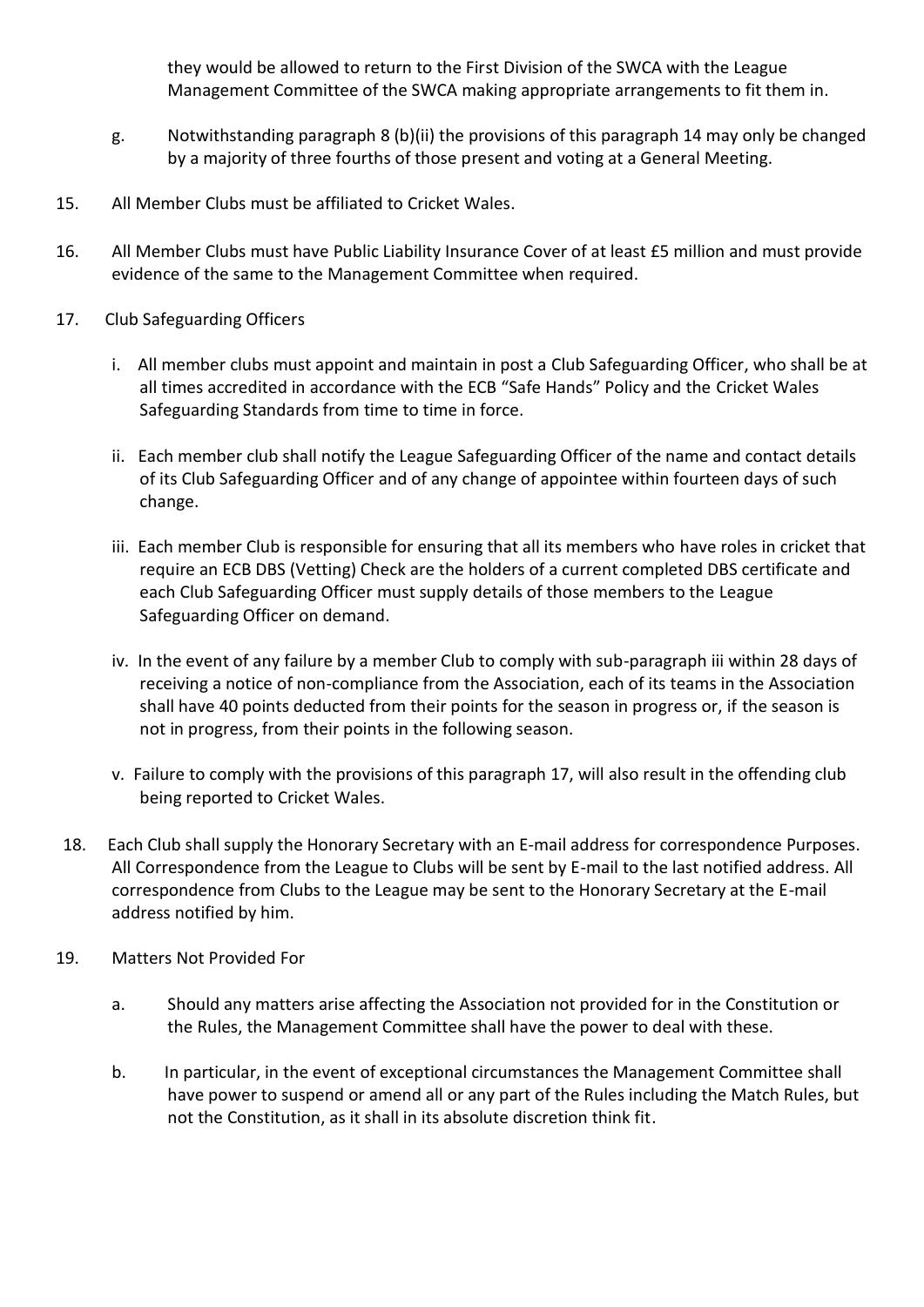they would be allowed to return to the First Division of the SWCA with the League Management Committee of the SWCA making appropriate arrangements to fit them in.

g. Notwithstanding paragraph 8 (b)(ii) the provisions of this paragraph 14 may only be changed by a majority of three fourths of those present and voting at a General Meeting.

15. All Member Clubs must be affiliated to Cricket Wales.

16. All Member Clubs must have Public Liability Insurance Cover of at least £5 million and must provide evidence of the same to the Management Committee when required.

17. Club Safeguarding Officers

i. All member clubs must appoint and maintain in post a Club Safeguarding Officer, who shall be at all times accredited in accordance with the ECB "Safe Hands" Policy and the Cricket Wales Safeguarding Standards from time to time in force.

ii. Each member club shall notify the League Safeguarding Officer of the name and contact details of its Club Safeguarding Officer and of any change of appointee within fourteen days of such change.

iii. Each member Club is responsible for ensuring that all its members who have roles in cricket that require an ECB DBS (Vetting) Check are the holders of a current completed DBS certificate and each Club Safeguarding Officer must supply details of those members to the League Safeguarding Officer on demand.

iv. In the event of any failure by a member Club to comply with sub-paragraph iii within 28 days of receiving a notice of non-compliance from the Association, each of its teams in the Association shall have 40 points deducted from their points for the season in progress or, if the season is not in progress, from their points in the following season.

v. Failure to comply with the provisions of this paragraph 17, will also result in the offending club being reported to Cricket Wales.

18. Each Club shall supply the Honorary Secretary with an E-mail address for correspondence Purposes. All Correspondence from the League to Clubs will be sent by E-mail to the last notified address. All correspondence from Clubs to the League may be sent to the Honorary Secretary at the E-mail address notified by him.

19. Matters Not Provided For

a. Should any matters arise affecting the Association not provided for in the Constitution or the Rules, the Management Committee shall have the power to deal with these.

b. In particular, in the event of exceptional circumstances the Management Committee shall have power to suspend or amend all or any part of the Rules including the Match Rules, but not the Constitution, as it shall in its absolute discretion think fit.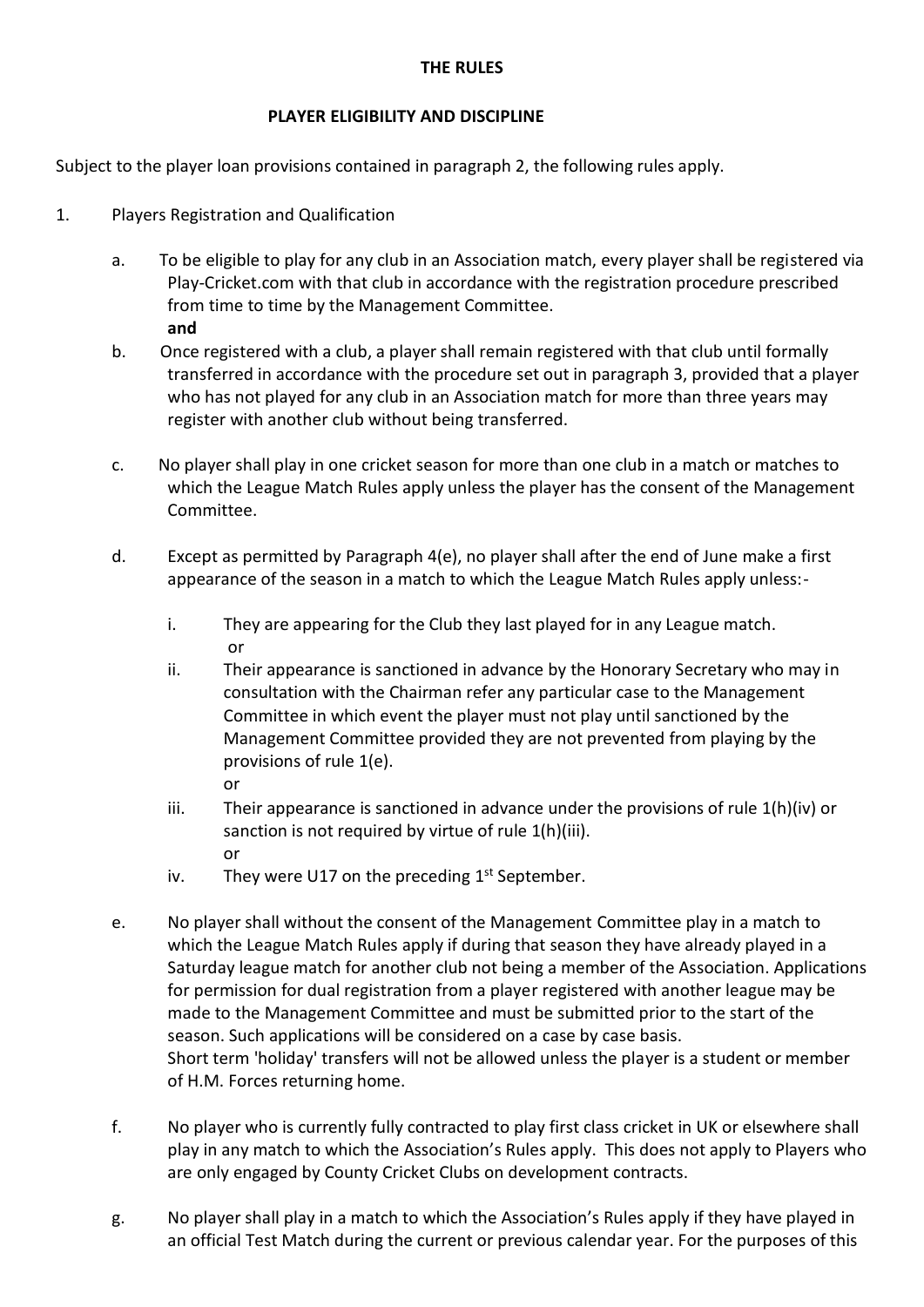**THE RULES**

**PLAYER ELIGIBILITY AND DISCIPLINE**

Subject to the player loan provisions contained in paragraph 2, the following rules apply.

1. Players Registration and Qualification

   a. To be eligible to play for any club in an Association match, every player shall be registered via Play-Cricket.com with that club in accordance with the registration procedure prescribed from time to time by the Management Committee.
   **and**

   b. Once registered with a club, a player shall remain registered with that club until formally transferred in accordance with the procedure set out in paragraph 3, provided that a player who has not played for any club in an Association match for more than three years may register with another club without being transferred.

   c. No player shall play in one cricket season for more than one club in a match or matches to which the League Match Rules apply unless the player has the consent of the Management Committee.

   d. Except as permitted by Paragraph 4(e), no player shall after the end of June make a first appearance of the season in a match to which the League Match Rules apply unless:-

      i. They are appearing for the Club they last played for in any League match.
      or

      ii. Their appearance is sanctioned in advance by the Honorary Secretary who may in consultation with the Chairman refer any particular case to the Management Committee in which event the player must not play until sanctioned by the Management Committee provided they are not prevented from playing by the provisions of rule 1(e).
      or

      iii. Their appearance is sanctioned in advance under the provisions of rule 1(h)(iv) or sanction is not required by virtue of rule 1(h)(iii).
      or

      iv. They were U17 on the preceding 1st September.

   e. No player shall without the consent of the Management Committee play in a match to which the League Match Rules apply if during that season they have already played in a Saturday league match for another club not being a member of the Association. Applications for permission for dual registration from a player registered with another league may be made to the Management Committee and must be submitted prior to the start of the season. Such applications will be considered on a case by case basis.
   Short term 'holiday' transfers will not be allowed unless the player is a student or member of H.M. Forces returning home.

   f. No player who is currently fully contracted to play first class cricket in UK or elsewhere shall play in any match to which the Association's Rules apply. This does not apply to Players who are only engaged by County Cricket Clubs on development contracts.

   g. No player shall play in a match to which the Association's Rules apply if they have played in an official Test Match during the current or previous calendar year. For the purposes of this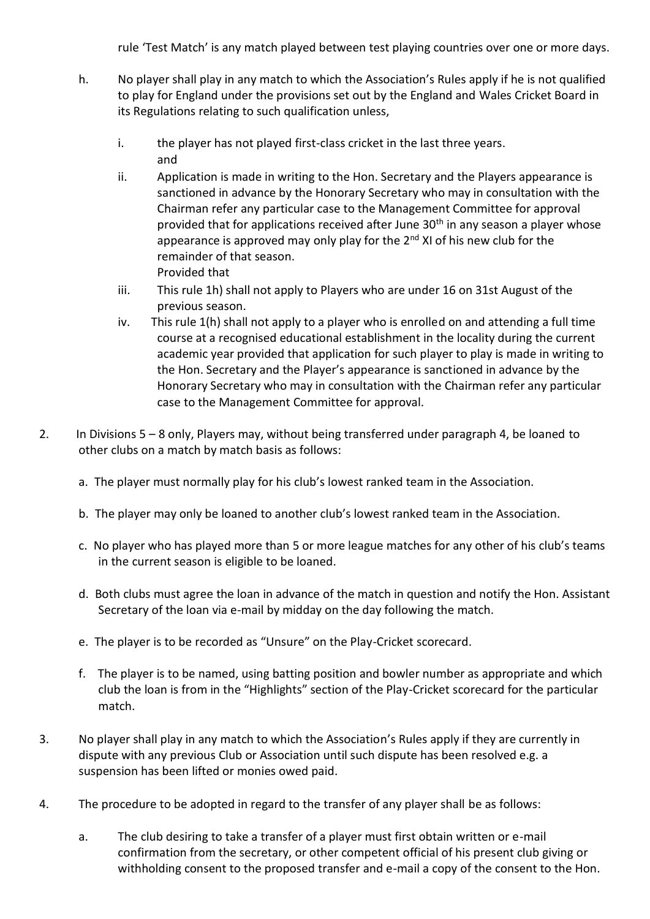rule 'Test Match' is any match played between test playing countries over one or more days.

h. No player shall play in any match to which the Association's Rules apply if he is not qualified to play for England under the provisions set out by the England and Wales Cricket Board in its Regulations relating to such qualification unless,

   i. the player has not played first-class cricket in the last three years.
      and
   ii. Application is made in writing to the Hon. Secretary and the Players appearance is sanctioned in advance by the Honorary Secretary who may in consultation with the Chairman refer any particular case to the Management Committee for approval provided that for applications received after June 30th in any season a player whose appearance is approved may only play for the 2nd XI of his new club for the remainder of that season.
      Provided that
   iii. This rule 1h) shall not apply to Players who are under 16 on 31st August of the previous season.
   iv. This rule 1(h) shall not apply to a player who is enrolled on and attending a full time course at a recognised educational establishment in the locality during the current academic year provided that application for such player to play is made in writing to the Hon. Secretary and the Player's appearance is sanctioned in advance by the Honorary Secretary who may in consultation with the Chairman refer any particular case to the Management Committee for approval.

2. In Divisions 5 – 8 only, Players may, without being transferred under paragraph 4, be loaned to other clubs on a match by match basis as follows:

   a. The player must normally play for his club's lowest ranked team in the Association.

   b. The player may only be loaned to another club's lowest ranked team in the Association.

   c. No player who has played more than 5 or more league matches for any other of his club's teams in the current season is eligible to be loaned.

   d. Both clubs must agree the loan in advance of the match in question and notify the Hon. Assistant Secretary of the loan via e-mail by midday on the day following the match.

   e. The player is to be recorded as "Unsure" on the Play-Cricket scorecard.

   f. The player is to be named, using batting position and bowler number as appropriate and which club the loan is from in the "Highlights" section of the Play-Cricket scorecard for the particular match.

3. No player shall play in any match to which the Association's Rules apply if they are currently in dispute with any previous Club or Association until such dispute has been resolved e.g. a suspension has been lifted or monies owed paid.

4. The procedure to be adopted in regard to the transfer of any player shall be as follows:

   a. The club desiring to take a transfer of a player must first obtain written or e-mail confirmation from the secretary, or other competent official of his present club giving or withholding consent to the proposed transfer and e-mail a copy of the consent to the Hon.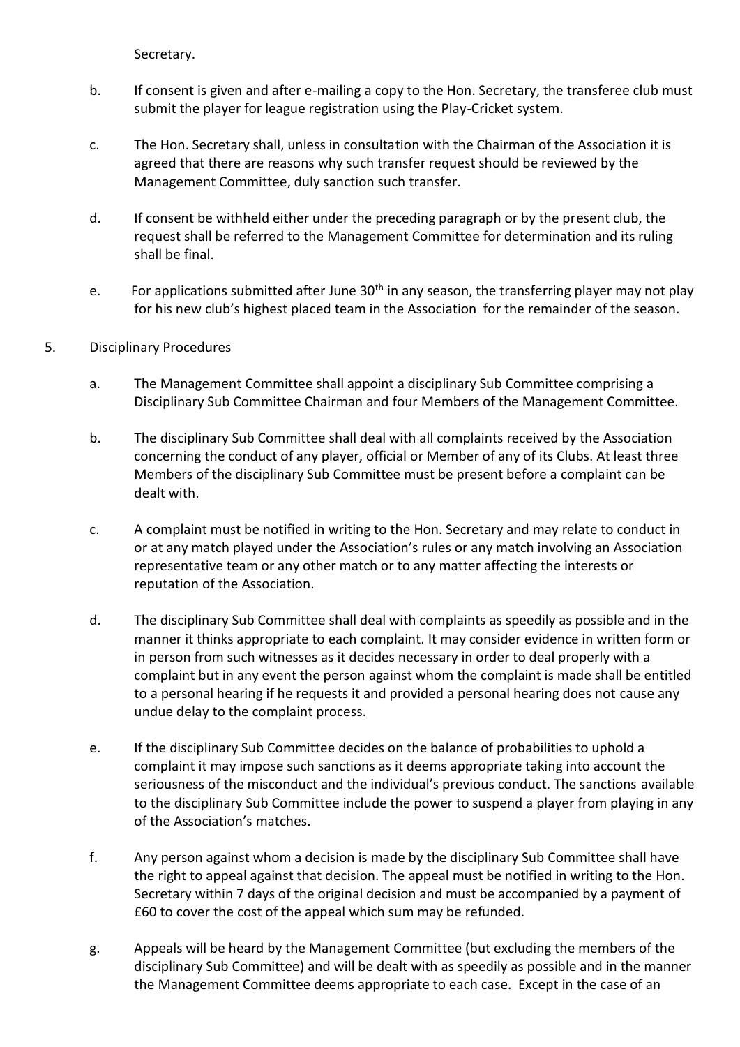Secretary.

b. If consent is given and after e-mailing a copy to the Hon. Secretary, the transferee club must submit the player for league registration using the Play-Cricket system.

c. The Hon. Secretary shall, unless in consultation with the Chairman of the Association it is agreed that there are reasons why such transfer request should be reviewed by the Management Committee, duly sanction such transfer.

d. If consent be withheld either under the preceding paragraph or by the present club, the request shall be referred to the Management Committee for determination and its ruling shall be final.

e. For applications submitted after June 30th in any season, the transferring player may not play for his new club's highest placed team in the Association for the remainder of the season.

5. Disciplinary Procedures

a. The Management Committee shall appoint a disciplinary Sub Committee comprising a Disciplinary Sub Committee Chairman and four Members of the Management Committee.

b. The disciplinary Sub Committee shall deal with all complaints received by the Association concerning the conduct of any player, official or Member of any of its Clubs. At least three Members of the disciplinary Sub Committee must be present before a complaint can be dealt with.

c. A complaint must be notified in writing to the Hon. Secretary and may relate to conduct in or at any match played under the Association's rules or any match involving an Association representative team or any other match or to any matter affecting the interests or reputation of the Association.

d. The disciplinary Sub Committee shall deal with complaints as speedily as possible and in the manner it thinks appropriate to each complaint. It may consider evidence in written form or in person from such witnesses as it decides necessary in order to deal properly with a complaint but in any event the person against whom the complaint is made shall be entitled to a personal hearing if he requests it and provided a personal hearing does not cause any undue delay to the complaint process.

e. If the disciplinary Sub Committee decides on the balance of probabilities to uphold a complaint it may impose such sanctions as it deems appropriate taking into account the seriousness of the misconduct and the individual's previous conduct. The sanctions available to the disciplinary Sub Committee include the power to suspend a player from playing in any of the Association's matches.

f. Any person against whom a decision is made by the disciplinary Sub Committee shall have the right to appeal against that decision. The appeal must be notified in writing to the Hon. Secretary within 7 days of the original decision and must be accompanied by a payment of £60 to cover the cost of the appeal which sum may be refunded.

g. Appeals will be heard by the Management Committee (but excluding the members of the disciplinary Sub Committee) and will be dealt with as speedily as possible and in the manner the Management Committee deems appropriate to each case. Except in the case of an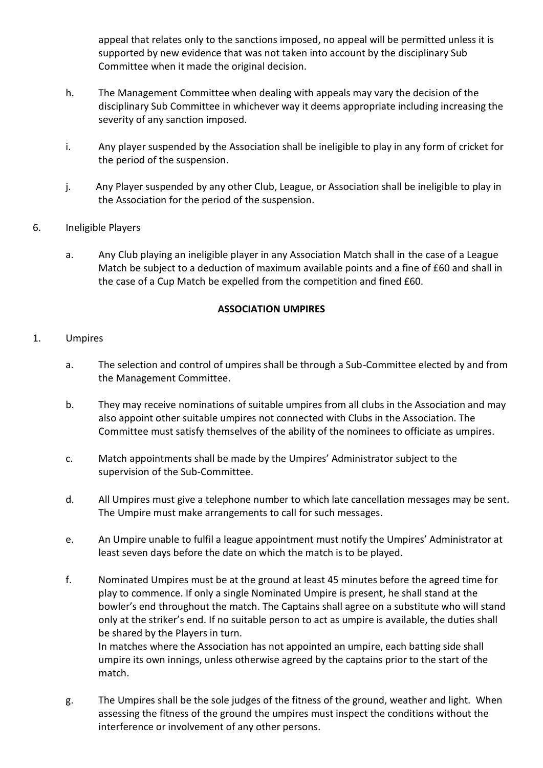appeal that relates only to the sanctions imposed, no appeal will be permitted unless it is supported by new evidence that was not taken into account by the disciplinary Sub Committee when it made the original decision.

h. The Management Committee when dealing with appeals may vary the decision of the disciplinary Sub Committee in whichever way it deems appropriate including increasing the severity of any sanction imposed.

i. Any player suspended by the Association shall be ineligible to play in any form of cricket for the period of the suspension.

j. Any Player suspended by any other Club, League, or Association shall be ineligible to play in the Association for the period of the suspension.

6. Ineligible Players

a. Any Club playing an ineligible player in any Association Match shall in the case of a League Match be subject to a deduction of maximum available points and a fine of £60 and shall in the case of a Cup Match be expelled from the competition and fined £60.

## ASSOCIATION UMPIRES

1. Umpires

a. The selection and control of umpires shall be through a Sub-Committee elected by and from the Management Committee.

b. They may receive nominations of suitable umpires from all clubs in the Association and may also appoint other suitable umpires not connected with Clubs in the Association. The Committee must satisfy themselves of the ability of the nominees to officiate as umpires.

c. Match appointments shall be made by the Umpires' Administrator subject to the supervision of the Sub-Committee.

d. All Umpires must give a telephone number to which late cancellation messages may be sent. The Umpire must make arrangements to call for such messages.

e. An Umpire unable to fulfil a league appointment must notify the Umpires' Administrator at least seven days before the date on which the match is to be played.

f. Nominated Umpires must be at the ground at least 45 minutes before the agreed time for play to commence. If only a single Nominated Umpire is present, he shall stand at the bowler's end throughout the match. The Captains shall agree on a substitute who will stand only at the striker's end. If no suitable person to act as umpire is available, the duties shall be shared by the Players in turn.
In matches where the Association has not appointed an umpire, each batting side shall umpire its own innings, unless otherwise agreed by the captains prior to the start of the match.

g. The Umpires shall be the sole judges of the fitness of the ground, weather and light. When assessing the fitness of the ground the umpires must inspect the conditions without the interference or involvement of any other persons.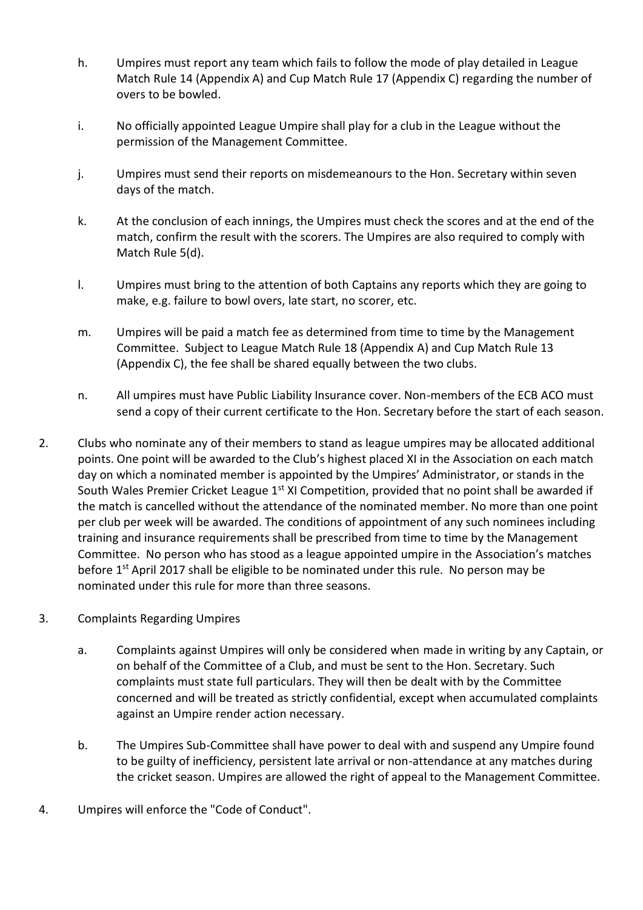h. Umpires must report any team which fails to follow the mode of play detailed in League Match Rule 14 (Appendix A) and Cup Match Rule 17 (Appendix C) regarding the number of overs to be bowled.

i. No officially appointed League Umpire shall play for a club in the League without the permission of the Management Committee.

j. Umpires must send their reports on misdemeanours to the Hon. Secretary within seven days of the match.

k. At the conclusion of each innings, the Umpires must check the scores and at the end of the match, confirm the result with the scorers. The Umpires are also required to comply with Match Rule 5(d).

l. Umpires must bring to the attention of both Captains any reports which they are going to make, e.g. failure to bowl overs, late start, no scorer, etc.

m. Umpires will be paid a match fee as determined from time to time by the Management Committee. Subject to League Match Rule 18 (Appendix A) and Cup Match Rule 13 (Appendix C), the fee shall be shared equally between the two clubs.

n. All umpires must have Public Liability Insurance cover. Non-members of the ECB ACO must send a copy of their current certificate to the Hon. Secretary before the start of each season.

2. Clubs who nominate any of their members to stand as league umpires may be allocated additional points. One point will be awarded to the Club's highest placed XI in the Association on each match day on which a nominated member is appointed by the Umpires' Administrator, or stands in the South Wales Premier Cricket League 1st XI Competition, provided that no point shall be awarded if the match is cancelled without the attendance of the nominated member. No more than one point per club per week will be awarded. The conditions of appointment of any such nominees including training and insurance requirements shall be prescribed from time to time by the Management Committee. No person who has stood as a league appointed umpire in the Association's matches before 1st April 2017 shall be eligible to be nominated under this rule. No person may be nominated under this rule for more than three seasons.

3. Complaints Regarding Umpires

   a. Complaints against Umpires will only be considered when made in writing by any Captain, or on behalf of the Committee of a Club, and must be sent to the Hon. Secretary. Such complaints must state full particulars. They will then be dealt with by the Committee concerned and will be treated as strictly confidential, except when accumulated complaints against an Umpire render action necessary.

   b. The Umpires Sub-Committee shall have power to deal with and suspend any Umpire found to be guilty of inefficiency, persistent late arrival or non-attendance at any matches during the cricket season. Umpires are allowed the right of appeal to the Management Committee.

4. Umpires will enforce the "Code of Conduct".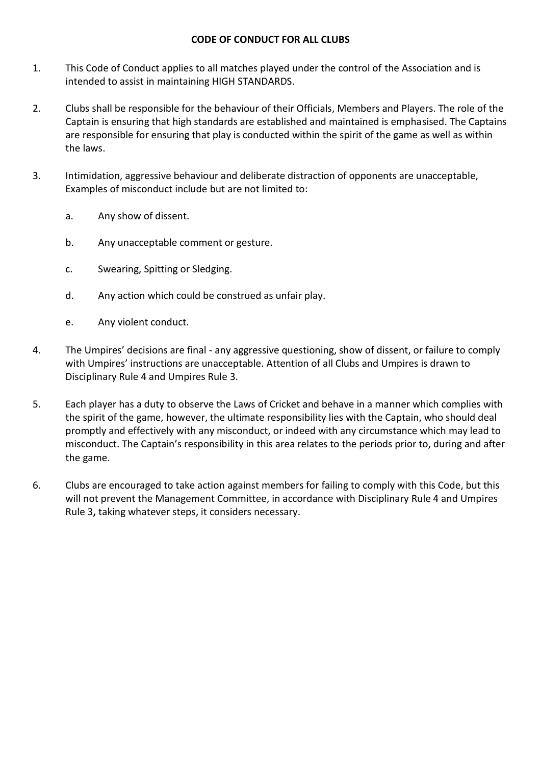## CODE OF CONDUCT FOR ALL CLUBS

1. This Code of Conduct applies to all matches played under the control of the Association and is intended to assist in maintaining HIGH STANDARDS.

2. Clubs shall be responsible for the behaviour of their Officials, Members and Players. The role of the Captain is ensuring that high standards are established and maintained is emphasised. The Captains are responsible for ensuring that play is conducted within the spirit of the game as well as within the laws.

3. Intimidation, aggressive behaviour and deliberate distraction of opponents are unacceptable, Examples of misconduct include but are not limited to:

   a. Any show of dissent.

   b. Any unacceptable comment or gesture.

   c. Swearing, Spitting or Sledging.

   d. Any action which could be construed as unfair play.

   e. Any violent conduct.

4. The Umpires' decisions are final - any aggressive questioning, show of dissent, or failure to comply with Umpires' instructions are unacceptable. Attention of all Clubs and Umpires is drawn to Disciplinary Rule 4 and Umpires Rule 3.

5. Each player has a duty to observe the Laws of Cricket and behave in a manner which complies with the spirit of the game, however, the ultimate responsibility lies with the Captain, who should deal promptly and effectively with any misconduct, or indeed with any circumstance which may lead to misconduct. The Captain's responsibility in this area relates to the periods prior to, during and after the game.

6. Clubs are encouraged to take action against members for failing to comply with this Code, but this will not prevent the Management Committee, in accordance with Disciplinary Rule 4 and Umpires Rule 3**,** taking whatever steps, it considers necessary.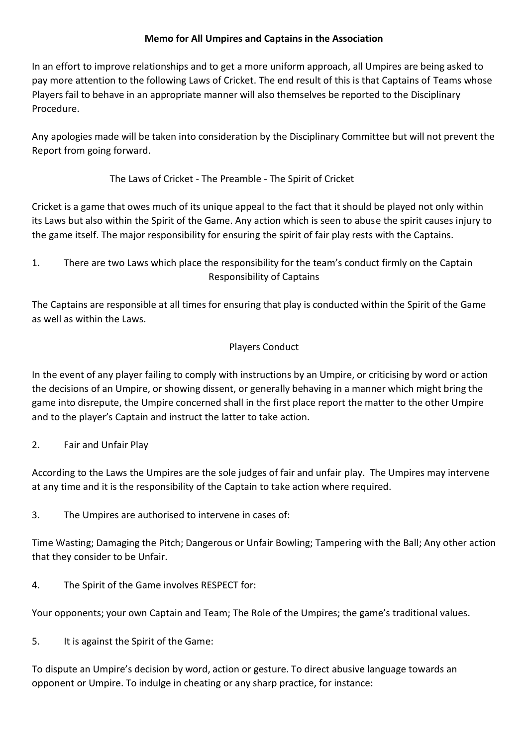# Memo for All Umpires and Captains in the Association

In an effort to improve relationships and to get a more uniform approach, all Umpires are being asked to pay more attention to the following Laws of Cricket. The end result of this is that Captains of Teams whose Players fail to behave in an appropriate manner will also themselves be reported to the Disciplinary Procedure.

Any apologies made will be taken into consideration by the Disciplinary Committee but will not prevent the Report from going forward.

## The Laws of Cricket - The Preamble - The Spirit of Cricket

Cricket is a game that owes much of its unique appeal to the fact that it should be played not only within its Laws but also within the Spirit of the Game. Any action which is seen to abuse the spirit causes injury to the game itself. The major responsibility for ensuring the spirit of fair play rests with the Captains.

1. There are two Laws which place the responsibility for the team's conduct firmly on the Captain

### Responsibility of Captains

The Captains are responsible at all times for ensuring that play is conducted within the Spirit of the Game as well as within the Laws.

### Players Conduct

In the event of any player failing to comply with instructions by an Umpire, or criticising by word or action the decisions of an Umpire, or showing dissent, or generally behaving in a manner which might bring the game into disrepute, the Umpire concerned shall in the first place report the matter to the other Umpire and to the player's Captain and instruct the latter to take action.

2. Fair and Unfair Play

According to the Laws the Umpires are the sole judges of fair and unfair play. The Umpires may intervene at any time and it is the responsibility of the Captain to take action where required.

3. The Umpires are authorised to intervene in cases of:

Time Wasting; Damaging the Pitch; Dangerous or Unfair Bowling; Tampering with the Ball; Any other action that they consider to be Unfair.

4. The Spirit of the Game involves RESPECT for:

Your opponents; your own Captain and Team; The Role of the Umpires; the game's traditional values.

5. It is against the Spirit of the Game:

To dispute an Umpire's decision by word, action or gesture. To direct abusive language towards an opponent or Umpire. To indulge in cheating or any sharp practice, for instance: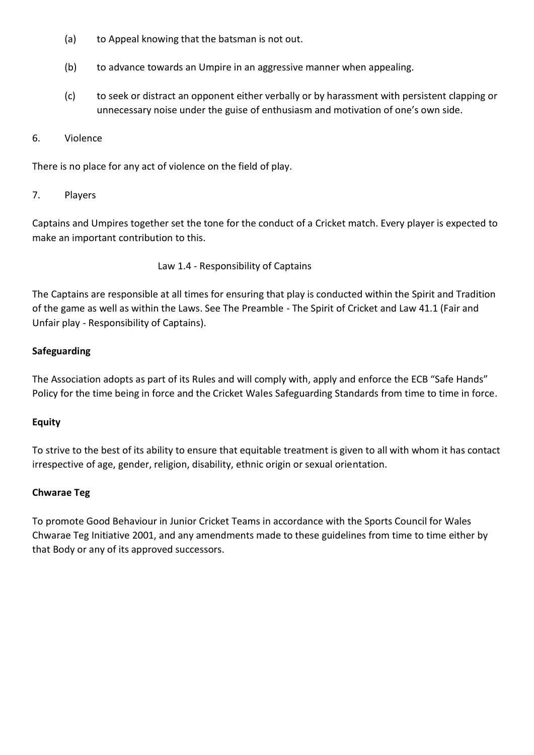(a) to Appeal knowing that the batsman is not out.

(b) to advance towards an Umpire in an aggressive manner when appealing.

(c) to seek or distract an opponent either verbally or by harassment with persistent clapping or unnecessary noise under the guise of enthusiasm and motivation of one's own side.

6. Violence

There is no place for any act of violence on the field of play.

7. Players

Captains and Umpires together set the tone for the conduct of a Cricket match. Every player is expected to make an important contribution to this.

Law 1.4 - Responsibility of Captains

The Captains are responsible at all times for ensuring that play is conducted within the Spirit and Tradition of the game as well as within the Laws. See The Preamble - The Spirit of Cricket and Law 41.1 (Fair and Unfair play - Responsibility of Captains).

**Safeguarding**

The Association adopts as part of its Rules and will comply with, apply and enforce the ECB "Safe Hands" Policy for the time being in force and the Cricket Wales Safeguarding Standards from time to time in force.

**Equity**

To strive to the best of its ability to ensure that equitable treatment is given to all with whom it has contact irrespective of age, gender, religion, disability, ethnic origin or sexual orientation.

**Chwarae Teg**

To promote Good Behaviour in Junior Cricket Teams in accordance with the Sports Council for Wales Chwarae Teg Initiative 2001, and any amendments made to these guidelines from time to time either by that Body or any of its approved successors.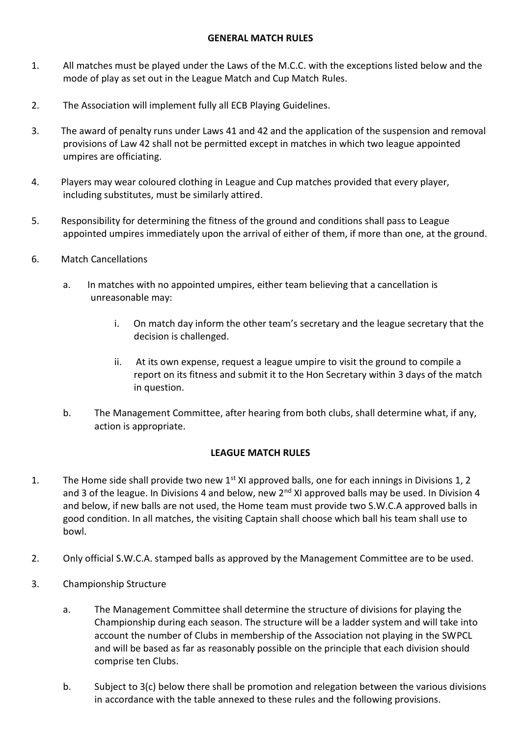## GENERAL MATCH RULES

1. All matches must be played under the Laws of the M.C.C. with the exceptions listed below and the mode of play as set out in the League Match and Cup Match Rules.

2. The Association will implement fully all ECB Playing Guidelines.

3. The award of penalty runs under Laws 41 and 42 and the application of the suspension and removal provisions of Law 42 shall not be permitted except in matches in which two league appointed umpires are officiating.

4. Players may wear coloured clothing in League and Cup matches provided that every player, including substitutes, must be similarly attired.

5. Responsibility for determining the fitness of the ground and conditions shall pass to League appointed umpires immediately upon the arrival of either of them, if more than one, at the ground.

6. Match Cancellations

   a. In matches with no appointed umpires, either team believing that a cancellation is unreasonable may:

      i. On match day inform the other team's secretary and the league secretary that the decision is challenged.

      ii. At its own expense, request a league umpire to visit the ground to compile a report on its fitness and submit it to the Hon Secretary within 3 days of the match in question.

   b. The Management Committee, after hearing from both clubs, shall determine what, if any, action is appropriate.

## LEAGUE MATCH RULES

1. The Home side shall provide two new 1st XI approved balls, one for each innings in Divisions 1, 2 and 3 of the league. In Divisions 4 and below, new 2nd XI approved balls may be used. In Division 4 and below, if new balls are not used, the Home team must provide two S.W.C.A approved balls in good condition. In all matches, the visiting Captain shall choose which ball his team shall use to bowl.

2. Only official S.W.C.A. stamped balls as approved by the Management Committee are to be used.

3. Championship Structure

   a. The Management Committee shall determine the structure of divisions for playing the Championship during each season. The structure will be a ladder system and will take into account the number of Clubs in membership of the Association not playing in the SWPCL and will be based as far as reasonably possible on the principle that each division should comprise ten Clubs.

   b. Subject to 3(c) below there shall be promotion and relegation between the various divisions in accordance with the table annexed to these rules and the following provisions.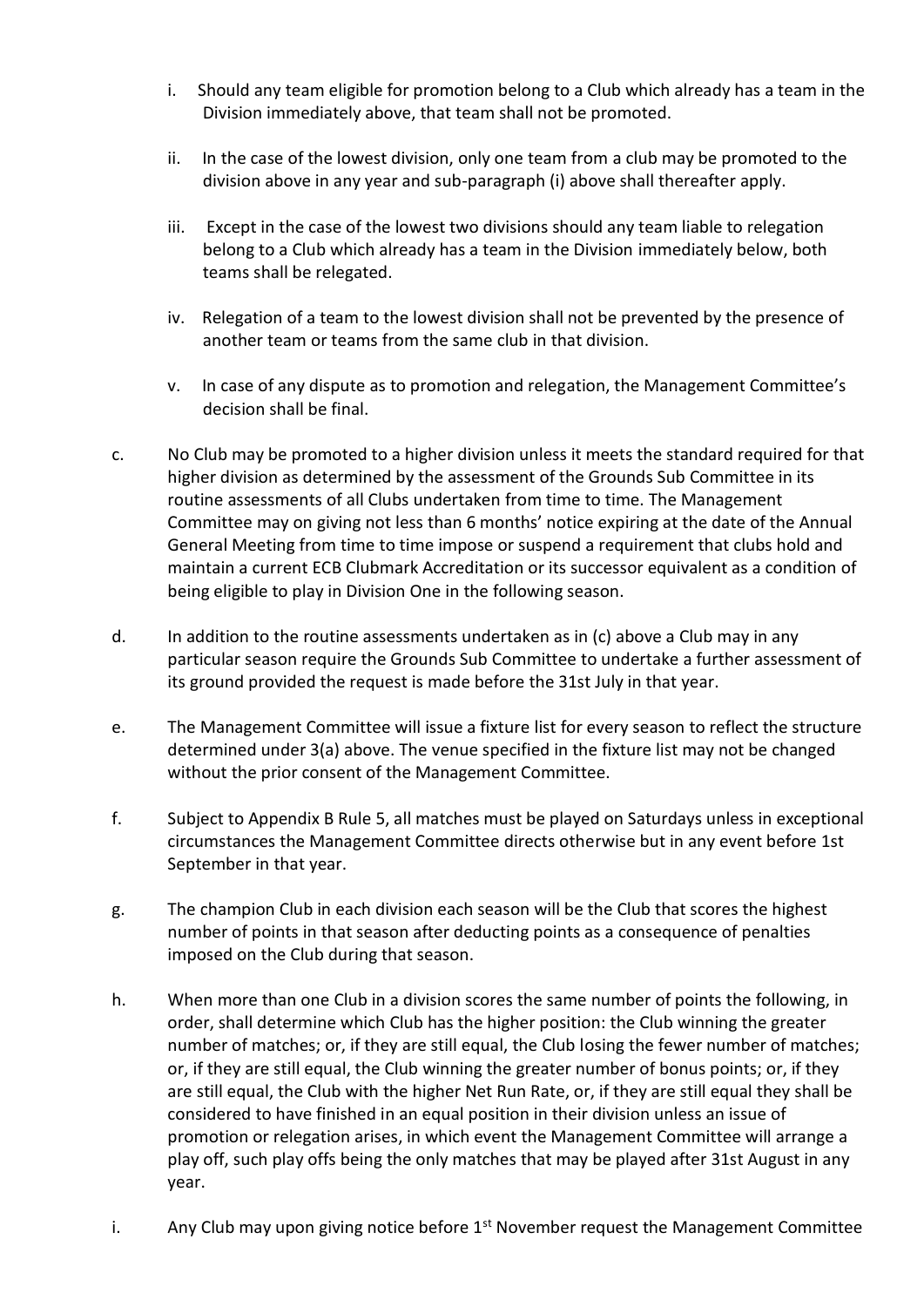i. Should any team eligible for promotion belong to a Club which already has a team in the Division immediately above, that team shall not be promoted.

ii. In the case of the lowest division, only one team from a club may be promoted to the division above in any year and sub-paragraph (i) above shall thereafter apply.

iii. Except in the case of the lowest two divisions should any team liable to relegation belong to a Club which already has a team in the Division immediately below, both teams shall be relegated.

iv. Relegation of a team to the lowest division shall not be prevented by the presence of another team or teams from the same club in that division.

v. In case of any dispute as to promotion and relegation, the Management Committee's decision shall be final.

c. No Club may be promoted to a higher division unless it meets the standard required for that higher division as determined by the assessment of the Grounds Sub Committee in its routine assessments of all Clubs undertaken from time to time. The Management Committee may on giving not less than 6 months' notice expiring at the date of the Annual General Meeting from time to time impose or suspend a requirement that clubs hold and maintain a current ECB Clubmark Accreditation or its successor equivalent as a condition of being eligible to play in Division One in the following season.

d. In addition to the routine assessments undertaken as in (c) above a Club may in any particular season require the Grounds Sub Committee to undertake a further assessment of its ground provided the request is made before the 31st July in that year.

e. The Management Committee will issue a fixture list for every season to reflect the structure determined under 3(a) above. The venue specified in the fixture list may not be changed without the prior consent of the Management Committee.

f. Subject to Appendix B Rule 5, all matches must be played on Saturdays unless in exceptional circumstances the Management Committee directs otherwise but in any event before 1st September in that year.

g. The champion Club in each division each season will be the Club that scores the highest number of points in that season after deducting points as a consequence of penalties imposed on the Club during that season.

h. When more than one Club in a division scores the same number of points the following, in order, shall determine which Club has the higher position: the Club winning the greater number of matches; or, if they are still equal, the Club losing the fewer number of matches; or, if they are still equal, the Club winning the greater number of bonus points; or, if they are still equal, the Club with the higher Net Run Rate, or, if they are still equal they shall be considered to have finished in an equal position in their division unless an issue of promotion or relegation arises, in which event the Management Committee will arrange a play off, such play offs being the only matches that may be played after 31st August in any year.

i. Any Club may upon giving notice before 1st November request the Management Committee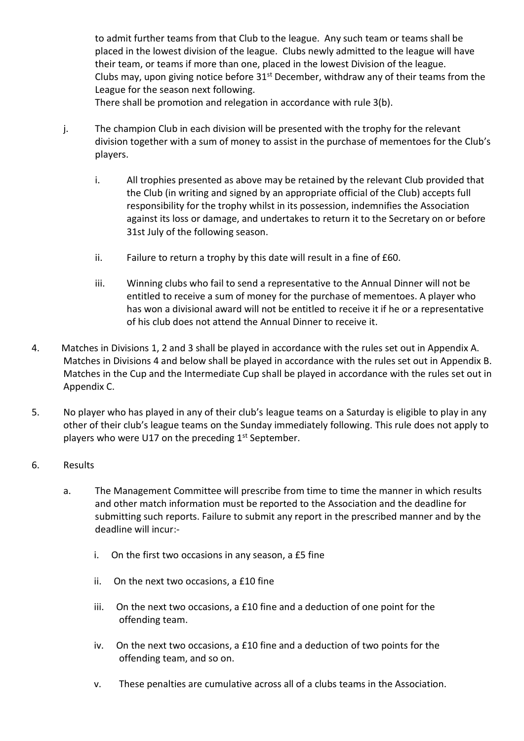to admit further teams from that Club to the league. Any such team or teams shall be placed in the lowest division of the league. Clubs newly admitted to the league will have their team, or teams if more than one, placed in the lowest Division of the league. Clubs may, upon giving notice before 31st December, withdraw any of their teams from the League for the season next following.
There shall be promotion and relegation in accordance with rule 3(b).

j. The champion Club in each division will be presented with the trophy for the relevant division together with a sum of money to assist in the purchase of mementoes for the Club's players.

   i. All trophies presented as above may be retained by the relevant Club provided that the Club (in writing and signed by an appropriate official of the Club) accepts full responsibility for the trophy whilst in its possession, indemnifies the Association against its loss or damage, and undertakes to return it to the Secretary on or before 31st July of the following season.

   ii. Failure to return a trophy by this date will result in a fine of £60.

   iii. Winning clubs who fail to send a representative to the Annual Dinner will not be entitled to receive a sum of money for the purchase of mementoes. A player who has won a divisional award will not be entitled to receive it if he or a representative of his club does not attend the Annual Dinner to receive it.

4. Matches in Divisions 1, 2 and 3 shall be played in accordance with the rules set out in Appendix A. Matches in Divisions 4 and below shall be played in accordance with the rules set out in Appendix B. Matches in the Cup and the Intermediate Cup shall be played in accordance with the rules set out in Appendix C.

5. No player who has played in any of their club's league teams on a Saturday is eligible to play in any other of their club's league teams on the Sunday immediately following. This rule does not apply to players who were U17 on the preceding 1st September.

6. Results

   a. The Management Committee will prescribe from time to time the manner in which results and other match information must be reported to the Association and the deadline for submitting such reports. Failure to submit any report in the prescribed manner and by the deadline will incur:-

      i. On the first two occasions in any season, a £5 fine

      ii. On the next two occasions, a £10 fine

      iii. On the next two occasions, a £10 fine and a deduction of one point for the offending team.

      iv. On the next two occasions, a £10 fine and a deduction of two points for the offending team, and so on.

      v. These penalties are cumulative across all of a clubs teams in the Association.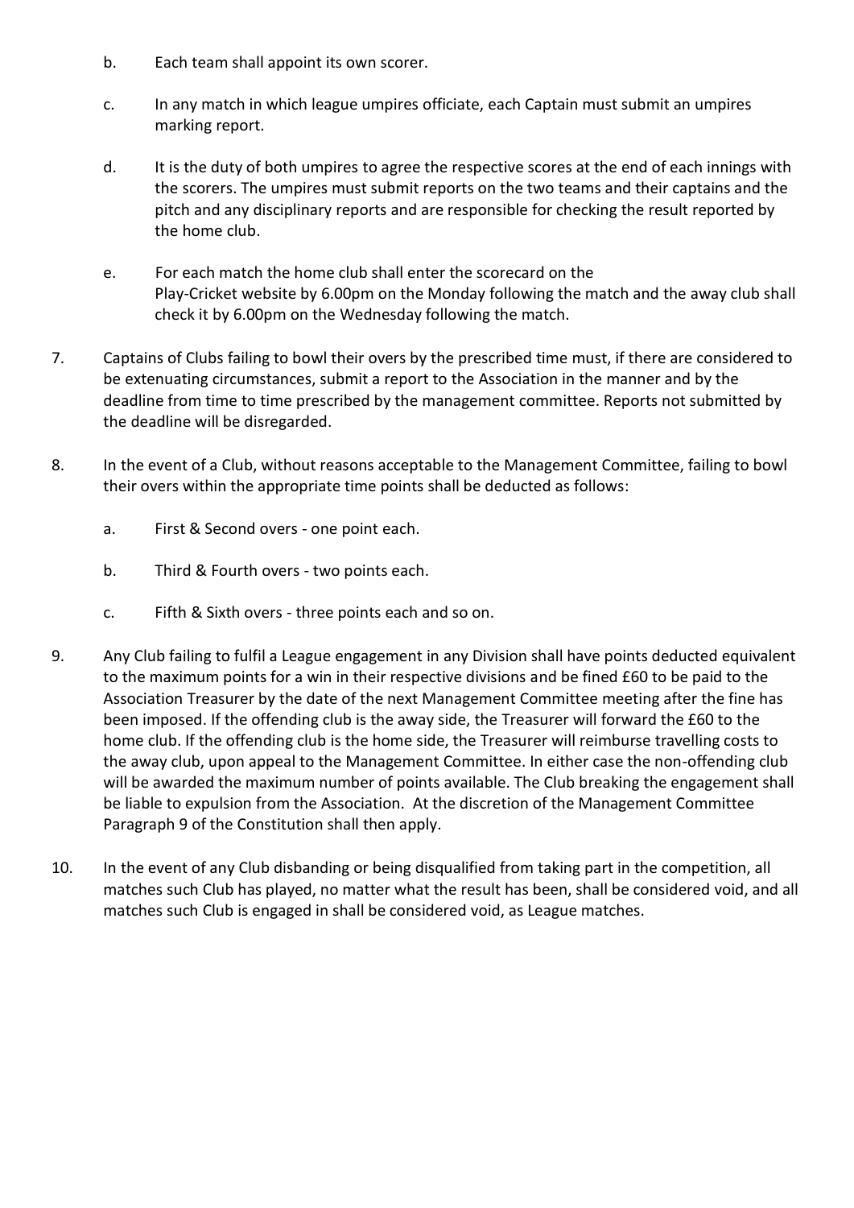b. Each team shall appoint its own scorer.

c. In any match in which league umpires officiate, each Captain must submit an umpires marking report.

d. It is the duty of both umpires to agree the respective scores at the end of each innings with the scorers. The umpires must submit reports on the two teams and their captains and the pitch and any disciplinary reports and are responsible for checking the result reported by the home club.

e. For each match the home club shall enter the scorecard on the Play-Cricket website by 6.00pm on the Monday following the match and the away club shall check it by 6.00pm on the Wednesday following the match.

7. Captains of Clubs failing to bowl their overs by the prescribed time must, if there are considered to be extenuating circumstances, submit a report to the Association in the manner and by the deadline from time to time prescribed by the management committee. Reports not submitted by the deadline will be disregarded.

8. In the event of a Club, without reasons acceptable to the Management Committee, failing to bowl their overs within the appropriate time points shall be deducted as follows:

   a. First & Second overs - one point each.

   b. Third & Fourth overs - two points each.

   c. Fifth & Sixth overs - three points each and so on.

9. Any Club failing to fulfil a League engagement in any Division shall have points deducted equivalent to the maximum points for a win in their respective divisions and be fined £60 to be paid to the Association Treasurer by the date of the next Management Committee meeting after the fine has been imposed. If the offending club is the away side, the Treasurer will forward the £60 to the home club. If the offending club is the home side, the Treasurer will reimburse travelling costs to the away club, upon appeal to the Management Committee. In either case the non-offending club will be awarded the maximum number of points available. The Club breaking the engagement shall be liable to expulsion from the Association. At the discretion of the Management Committee Paragraph 9 of the Constitution shall then apply.

10. In the event of any Club disbanding or being disqualified from taking part in the competition, all matches such Club has played, no matter what the result has been, shall be considered void, and all matches such Club is engaged in shall be considered void, as League matches.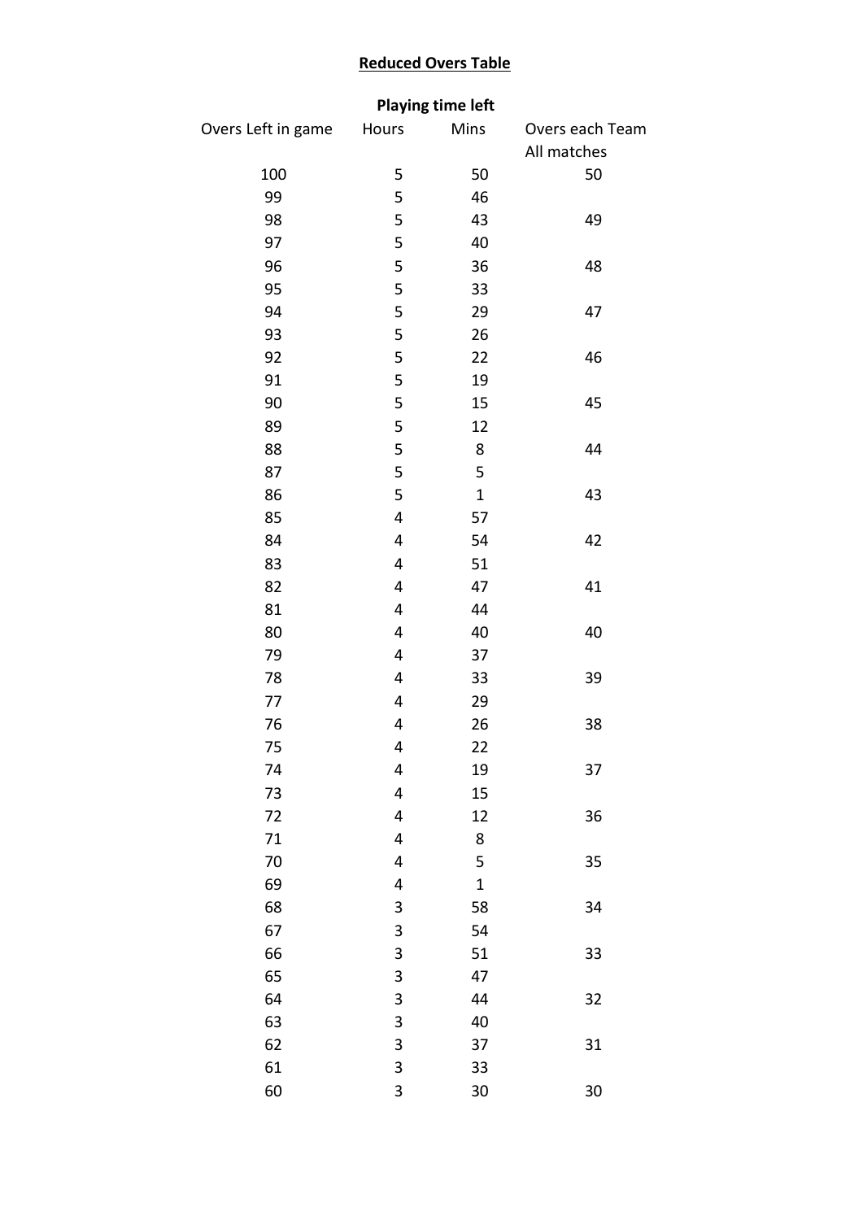## Reduced Overs Table

| Overs Left in game | Playing time left Hours | Mins | Overs each Team All matches |
|---|---|---|---|
| 100 | 5 | 50 | 50 |
| 99 | 5 | 46 | |
| 98 | 5 | 43 | 49 |
| 97 | 5 | 40 | |
| 96 | 5 | 36 | 48 |
| 95 | 5 | 33 | |
| 94 | 5 | 29 | 47 |
| 93 | 5 | 26 | |
| 92 | 5 | 22 | 46 |
| 91 | 5 | 19 | |
| 90 | 5 | 15 | 45 |
| 89 | 5 | 12 | |
| 88 | 5 | 8 | 44 |
| 87 | 5 | 5 | |
| 86 | 5 | 1 | 43 |
| 85 | 4 | 57 | |
| 84 | 4 | 54 | 42 |
| 83 | 4 | 51 | |
| 82 | 4 | 47 | 41 |
| 81 | 4 | 44 | |
| 80 | 4 | 40 | 40 |
| 79 | 4 | 37 | |
| 78 | 4 | 33 | 39 |
| 77 | 4 | 29 | |
| 76 | 4 | 26 | 38 |
| 75 | 4 | 22 | |
| 74 | 4 | 19 | 37 |
| 73 | 4 | 15 | |
| 72 | 4 | 12 | 36 |
| 71 | 4 | 8 | |
| 70 | 4 | 5 | 35 |
| 69 | 4 | 1 | |
| 68 | 3 | 58 | 34 |
| 67 | 3 | 54 | |
| 66 | 3 | 51 | 33 |
| 65 | 3 | 47 | |
| 64 | 3 | 44 | 32 |
| 63 | 3 | 40 | |
| 62 | 3 | 37 | 31 |
| 61 | 3 | 33 | |
| 60 | 3 | 30 | 30 |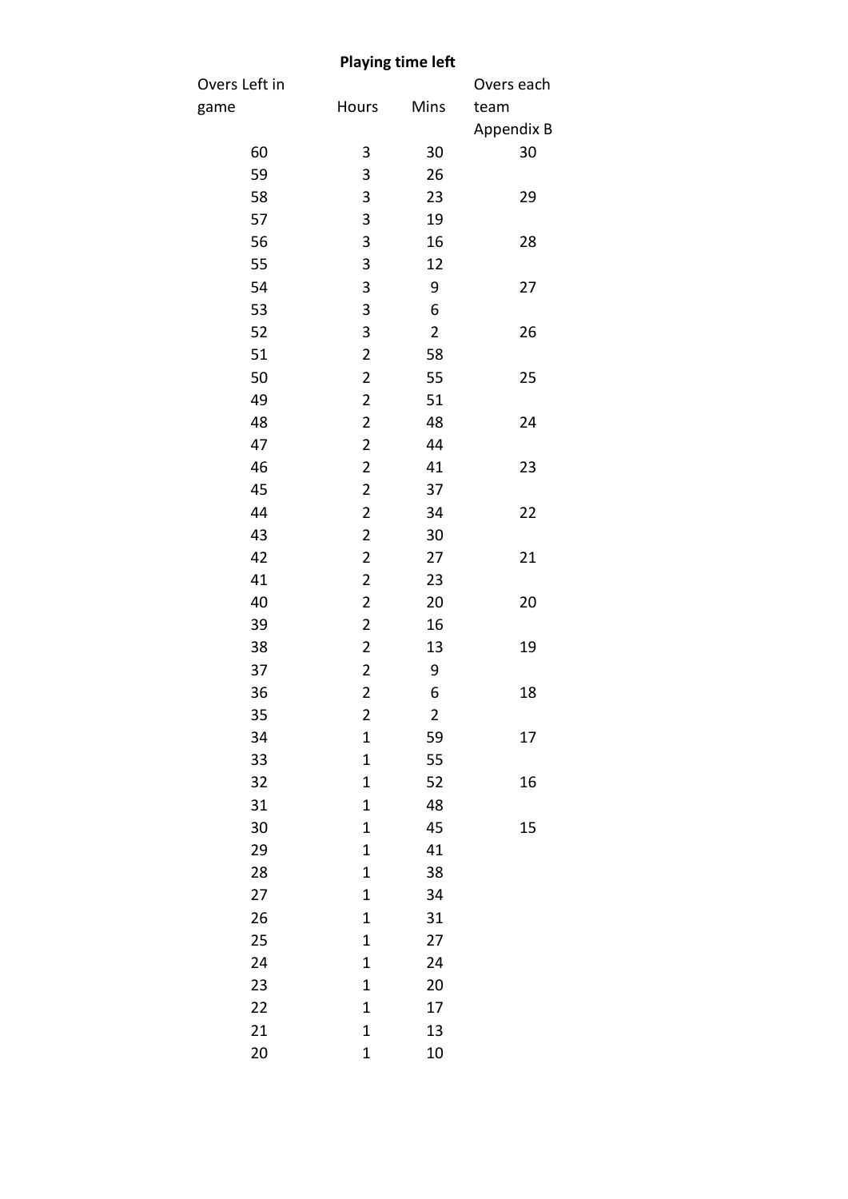**Playing time left**

| Overs Left in game | Hours | Mins | Overs each team Appendix B |
|---|---|---|---|
| 60 | 3 | 30 | 30 |
| 59 | 3 | 26 | |
| 58 | 3 | 23 | 29 |
| 57 | 3 | 19 | |
| 56 | 3 | 16 | 28 |
| 55 | 3 | 12 | |
| 54 | 3 | 9 | 27 |
| 53 | 3 | 6 | |
| 52 | 3 | 2 | 26 |
| 51 | 2 | 58 | |
| 50 | 2 | 55 | 25 |
| 49 | 2 | 51 | |
| 48 | 2 | 48 | 24 |
| 47 | 2 | 44 | |
| 46 | 2 | 41 | 23 |
| 45 | 2 | 37 | |
| 44 | 2 | 34 | 22 |
| 43 | 2 | 30 | |
| 42 | 2 | 27 | 21 |
| 41 | 2 | 23 | |
| 40 | 2 | 20 | 20 |
| 39 | 2 | 16 | |
| 38 | 2 | 13 | 19 |
| 37 | 2 | 9 | |
| 36 | 2 | 6 | 18 |
| 35 | 2 | 2 | |
| 34 | 1 | 59 | 17 |
| 33 | 1 | 55 | |
| 32 | 1 | 52 | 16 |
| 31 | 1 | 48 | |
| 30 | 1 | 45 | 15 |
| 29 | 1 | 41 | |
| 28 | 1 | 38 | |
| 27 | 1 | 34 | |
| 26 | 1 | 31 | |
| 25 | 1 | 27 | |
| 24 | 1 | 24 | |
| 23 | 1 | 20 | |
| 22 | 1 | 17 | |
| 21 | 1 | 13 | |
| 20 | 1 | 10 | |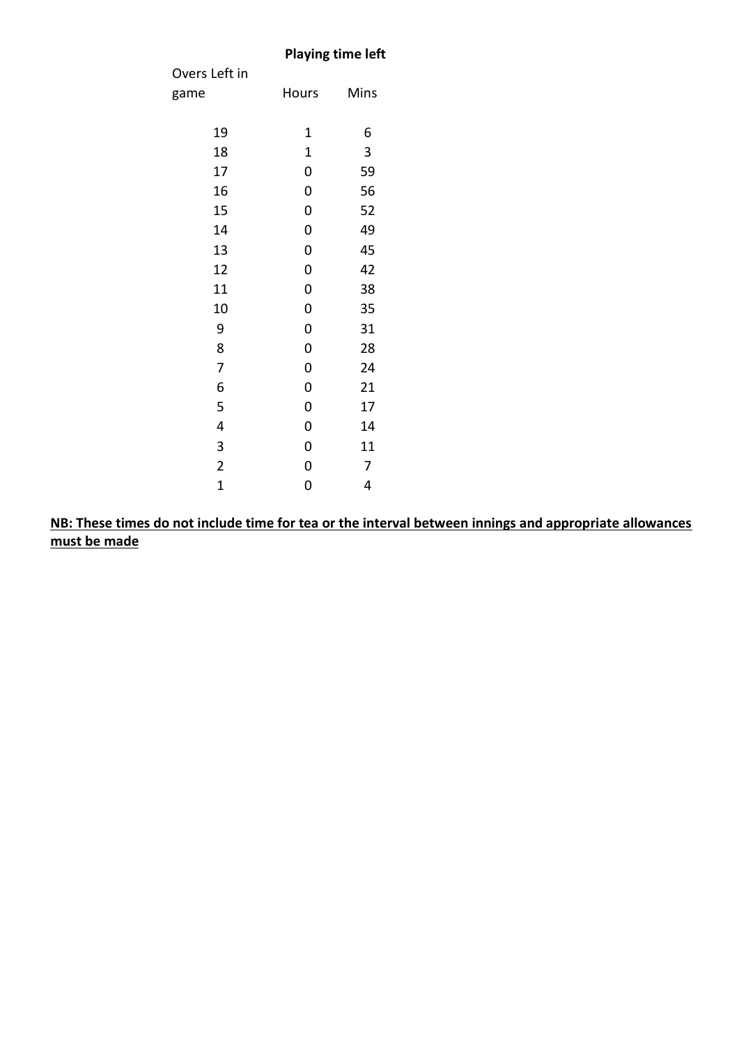| Overs Left in game | Playing time left | |
|---|---|---|
| | Hours | Mins |
| 19 | 1 | 6 |
| 18 | 1 | 3 |
| 17 | 0 | 59 |
| 16 | 0 | 56 |
| 15 | 0 | 52 |
| 14 | 0 | 49 |
| 13 | 0 | 45 |
| 12 | 0 | 42 |
| 11 | 0 | 38 |
| 10 | 0 | 35 |
| 9 | 0 | 31 |
| 8 | 0 | 28 |
| 7 | 0 | 24 |
| 6 | 0 | 21 |
| 5 | 0 | 17 |
| 4 | 0 | 14 |
| 3 | 0 | 11 |
| 2 | 0 | 7 |
| 1 | 0 | 4 |

**NB: These times do not include time for tea or the interval between innings and appropriate allowances must be made**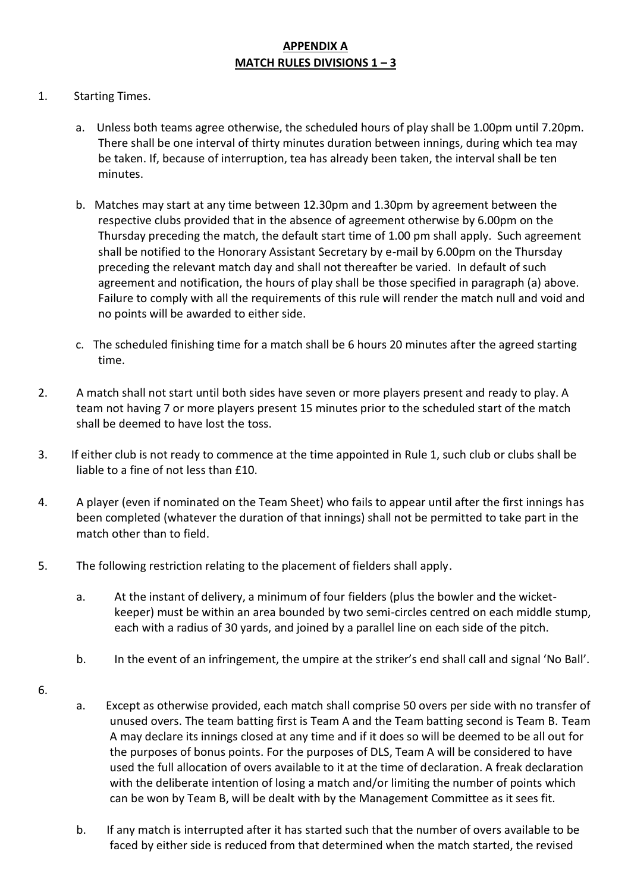# APPENDIX A
## MATCH RULES DIVISIONS 1 – 3

1. Starting Times.

   a. Unless both teams agree otherwise, the scheduled hours of play shall be 1.00pm until 7.20pm. There shall be one interval of thirty minutes duration between innings, during which tea may be taken. If, because of interruption, tea has already been taken, the interval shall be ten minutes.

   b. Matches may start at any time between 12.30pm and 1.30pm by agreement between the respective clubs provided that in the absence of agreement otherwise by 6.00pm on the Thursday preceding the match, the default start time of 1.00 pm shall apply. Such agreement shall be notified to the Honorary Assistant Secretary by e-mail by 6.00pm on the Thursday preceding the relevant match day and shall not thereafter be varied. In default of such agreement and notification, the hours of play shall be those specified in paragraph (a) above. Failure to comply with all the requirements of this rule will render the match null and void and no points will be awarded to either side.

   c. The scheduled finishing time for a match shall be 6 hours 20 minutes after the agreed starting time.

2. A match shall not start until both sides have seven or more players present and ready to play. A team not having 7 or more players present 15 minutes prior to the scheduled start of the match shall be deemed to have lost the toss.

3. If either club is not ready to commence at the time appointed in Rule 1, such club or clubs shall be liable to a fine of not less than £10.

4. A player (even if nominated on the Team Sheet) who fails to appear until after the first innings has been completed (whatever the duration of that innings) shall not be permitted to take part in the match other than to field.

5. The following restriction relating to the placement of fielders shall apply.

   a. At the instant of delivery, a minimum of four fielders (plus the bowler and the wicket-keeper) must be within an area bounded by two semi-circles centred on each middle stump, each with a radius of 30 yards, and joined by a parallel line on each side of the pitch.

   b. In the event of an infringement, the umpire at the striker's end shall call and signal 'No Ball'.

6.

   a. Except as otherwise provided, each match shall comprise 50 overs per side with no transfer of unused overs. The team batting first is Team A and the Team batting second is Team B. Team A may declare its innings closed at any time and if it does so will be deemed to be all out for the purposes of bonus points. For the purposes of DLS, Team A will be considered to have used the full allocation of overs available to it at the time of declaration. A freak declaration with the deliberate intention of losing a match and/or limiting the number of points which can be won by Team B, will be dealt with by the Management Committee as it sees fit.

   b. If any match is interrupted after it has started such that the number of overs available to be faced by either side is reduced from that determined when the match started, the revised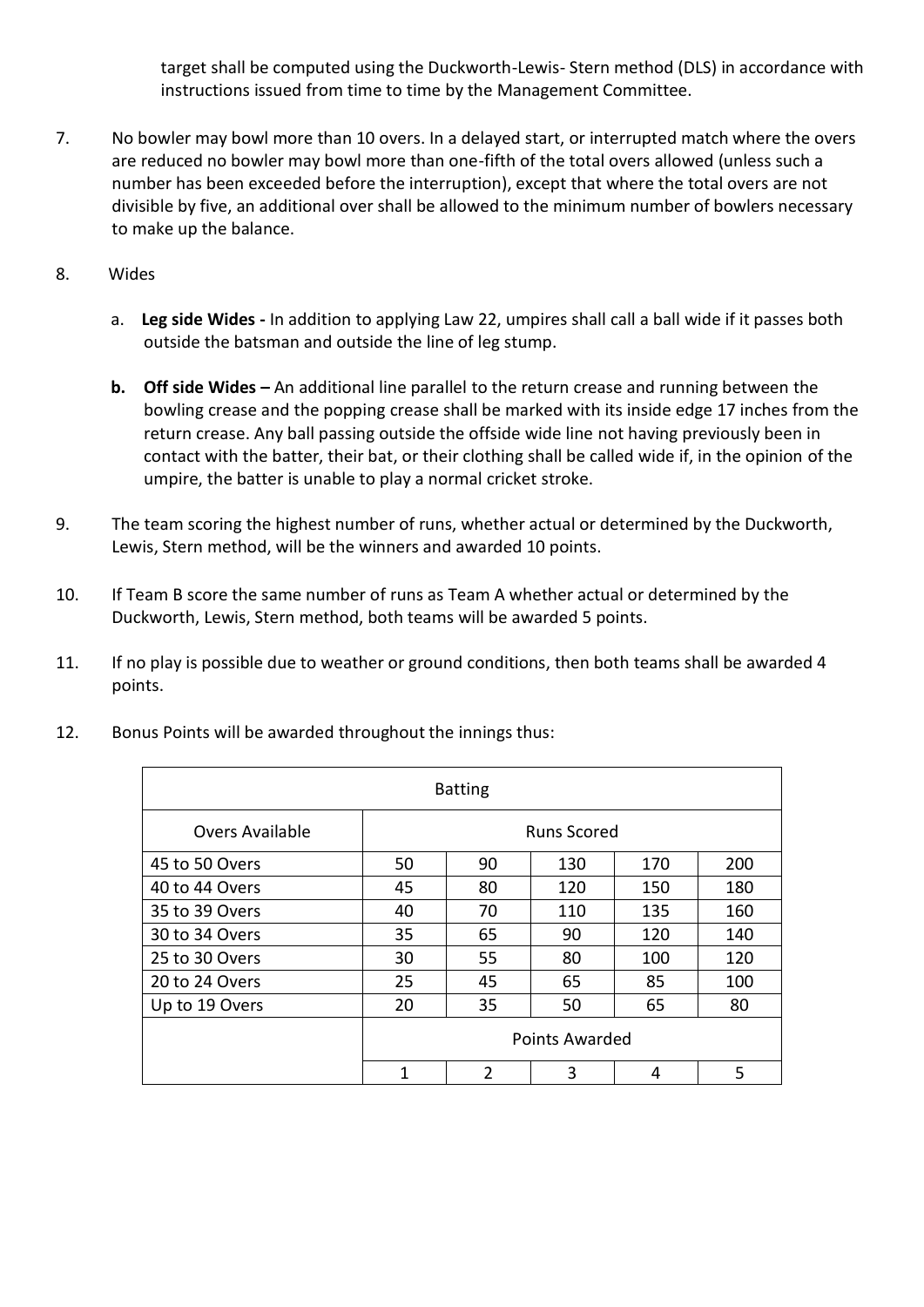target shall be computed using the Duckworth-Lewis- Stern method (DLS) in accordance with instructions issued from time to time by the Management Committee.

7. No bowler may bowl more than 10 overs. In a delayed start, or interrupted match where the overs are reduced no bowler may bowl more than one-fifth of the total overs allowed (unless such a number has been exceeded before the interruption), except that where the total overs are not divisible by five, an additional over shall be allowed to the minimum number of bowlers necessary to make up the balance.

8. Wides

   a. **Leg side Wides -** In addition to applying Law 22, umpires shall call a ball wide if it passes both outside the batsman and outside the line of leg stump.

   **b. Off side Wides –** An additional line parallel to the return crease and running between the bowling crease and the popping crease shall be marked with its inside edge 17 inches from the return crease. Any ball passing outside the offside wide line not having previously been in contact with the batter, their bat, or their clothing shall be called wide if, in the opinion of the umpire, the batter is unable to play a normal cricket stroke.

9. The team scoring the highest number of runs, whether actual or determined by the Duckworth, Lewis, Stern method, will be the winners and awarded 10 points.

10. If Team B score the same number of runs as Team A whether actual or determined by the Duckworth, Lewis, Stern method, both teams will be awarded 5 points.

11. If no play is possible due to weather or ground conditions, then both teams shall be awarded 4 points.

12. Bonus Points will be awarded throughout the innings thus:

| Batting | | | | | |
|---|---|---|---|---|---|
| Overs Available | Runs Scored | | | | |
| 45 to 50 Overs | 50 | 90 | 130 | 170 | 200 |
| 40 to 44 Overs | 45 | 80 | 120 | 150 | 180 |
| 35 to 39 Overs | 40 | 70 | 110 | 135 | 160 |
| 30 to 34 Overs | 35 | 65 | 90 | 120 | 140 |
| 25 to 30 Overs | 30 | 55 | 80 | 100 | 120 |
| 20 to 24 Overs | 25 | 45 | 65 | 85 | 100 |
| Up to 19 Overs | 20 | 35 | 50 | 65 | 80 |
| | Points Awarded | | | | |
| | 1 | 2 | 3 | 4 | 5 |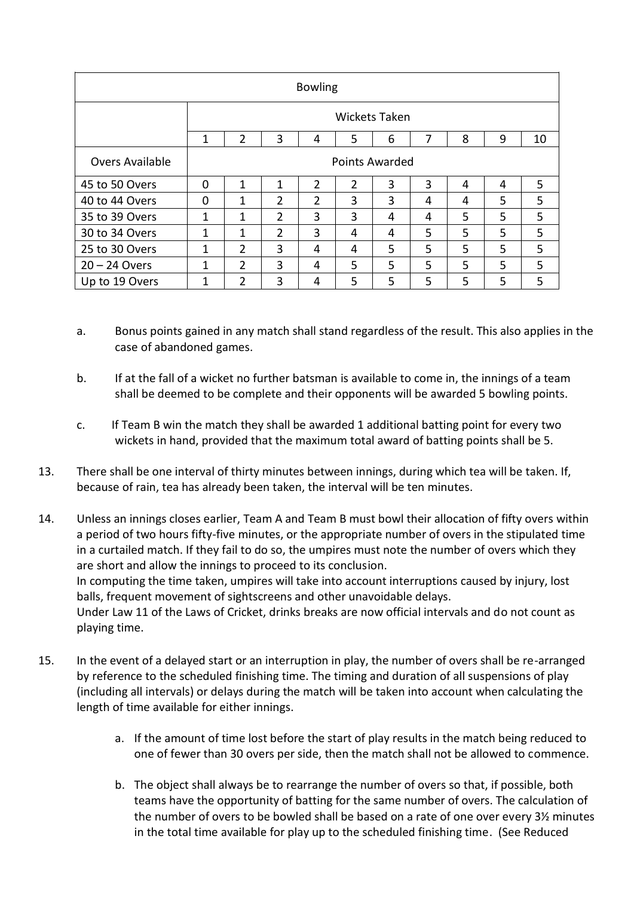| Bowling | | | | | | | | | | |
|---|---|---|---|---|---|---|---|---|---|---|
| | Wickets Taken | | | | | | | | | |
| | 1 | 2 | 3 | 4 | 5 | 6 | 7 | 8 | 9 | 10 |
| Overs Available | Points Awarded | | | | | | | | | |
| 45 to 50 Overs | 0 | 1 | 1 | 2 | 2 | 3 | 3 | 4 | 4 | 5 |
| 40 to 44 Overs | 0 | 1 | 2 | 2 | 3 | 3 | 4 | 4 | 5 | 5 |
| 35 to 39 Overs | 1 | 1 | 2 | 3 | 3 | 4 | 4 | 5 | 5 | 5 |
| 30 to 34 Overs | 1 | 1 | 2 | 3 | 4 | 4 | 5 | 5 | 5 | 5 |
| 25 to 30 Overs | 1 | 2 | 3 | 4 | 4 | 5 | 5 | 5 | 5 | 5 |
| 20 – 24 Overs | 1 | 2 | 3 | 4 | 5 | 5 | 5 | 5 | 5 | 5 |
| Up to 19 Overs | 1 | 2 | 3 | 4 | 5 | 5 | 5 | 5 | 5 | 5 |

a. Bonus points gained in any match shall stand regardless of the result. This also applies in the case of abandoned games.

b. If at the fall of a wicket no further batsman is available to come in, the innings of a team shall be deemed to be complete and their opponents will be awarded 5 bowling points.

c. If Team B win the match they shall be awarded 1 additional batting point for every two wickets in hand, provided that the maximum total award of batting points shall be 5.

13. There shall be one interval of thirty minutes between innings, during which tea will be taken. If, because of rain, tea has already been taken, the interval will be ten minutes.

14. Unless an innings closes earlier, Team A and Team B must bowl their allocation of fifty overs within a period of two hours fifty-five minutes, or the appropriate number of overs in the stipulated time in a curtailed match. If they fail to do so, the umpires must note the number of overs which they are short and allow the innings to proceed to its conclusion.
In computing the time taken, umpires will take into account interruptions caused by injury, lost balls, frequent movement of sightscreens and other unavoidable delays.
Under Law 11 of the Laws of Cricket, drinks breaks are now official intervals and do not count as playing time.

15. In the event of a delayed start or an interruption in play, the number of overs shall be re-arranged by reference to the scheduled finishing time. The timing and duration of all suspensions of play (including all intervals) or delays during the match will be taken into account when calculating the length of time available for either innings.

    a. If the amount of time lost before the start of play results in the match being reduced to one of fewer than 30 overs per side, then the match shall not be allowed to commence.

    b. The object shall always be to rearrange the number of overs so that, if possible, both teams have the opportunity of batting for the same number of overs. The calculation of the number of overs to be bowled shall be based on a rate of one over every 3½ minutes in the total time available for play up to the scheduled finishing time. (See Reduced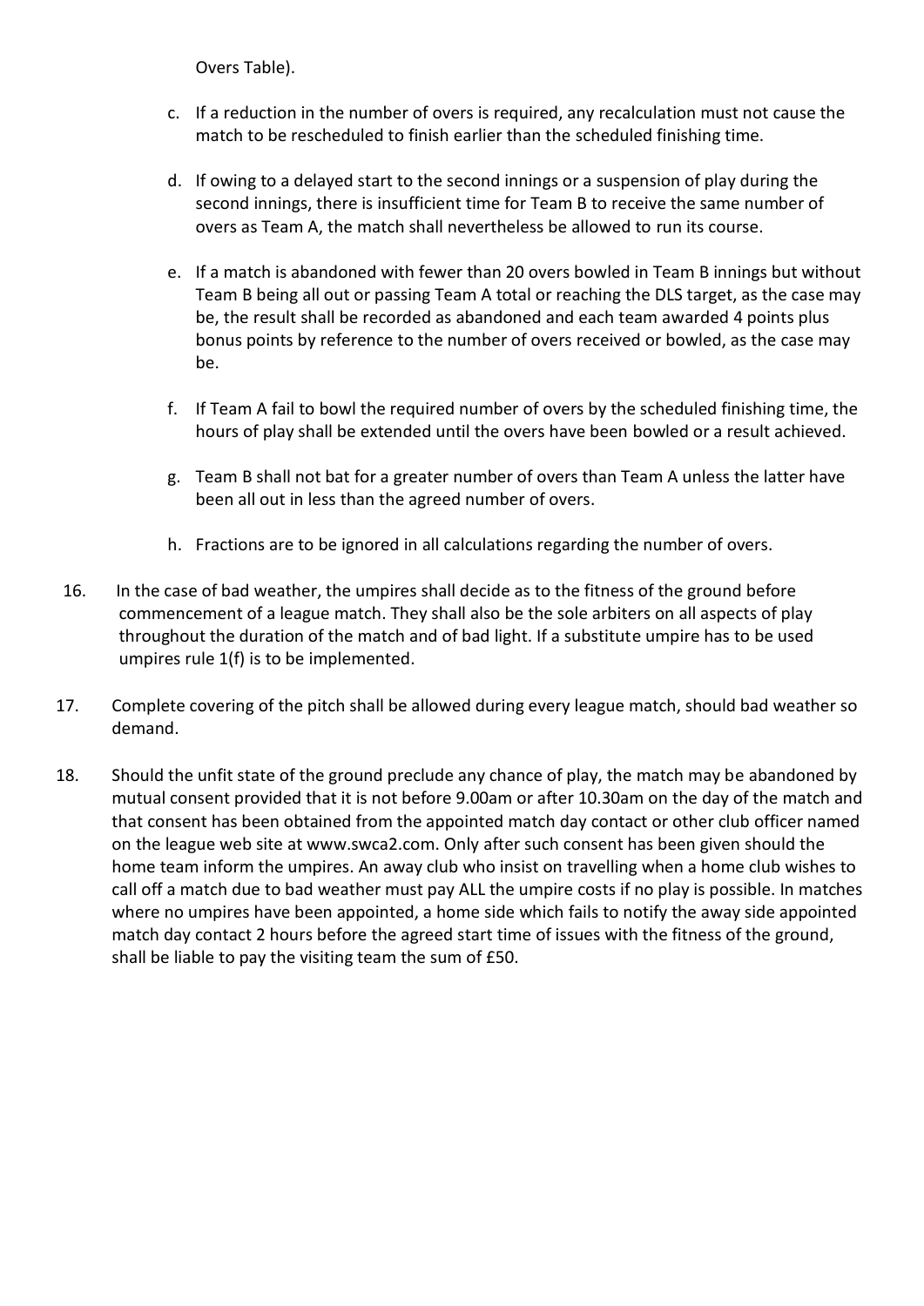Overs Table).

c. If a reduction in the number of overs is required, any recalculation must not cause the match to be rescheduled to finish earlier than the scheduled finishing time.

d. If owing to a delayed start to the second innings or a suspension of play during the second innings, there is insufficient time for Team B to receive the same number of overs as Team A, the match shall nevertheless be allowed to run its course.

e. If a match is abandoned with fewer than 20 overs bowled in Team B innings but without Team B being all out or passing Team A total or reaching the DLS target, as the case may be, the result shall be recorded as abandoned and each team awarded 4 points plus bonus points by reference to the number of overs received or bowled, as the case may be.

f. If Team A fail to bowl the required number of overs by the scheduled finishing time, the hours of play shall be extended until the overs have been bowled or a result achieved.

g. Team B shall not bat for a greater number of overs than Team A unless the latter have been all out in less than the agreed number of overs.

h. Fractions are to be ignored in all calculations regarding the number of overs.

16. In the case of bad weather, the umpires shall decide as to the fitness of the ground before commencement of a league match. They shall also be the sole arbiters on all aspects of play throughout the duration of the match and of bad light. If a substitute umpire has to be used umpires rule 1(f) is to be implemented.

17. Complete covering of the pitch shall be allowed during every league match, should bad weather so demand.

18. Should the unfit state of the ground preclude any chance of play, the match may be abandoned by mutual consent provided that it is not before 9.00am or after 10.30am on the day of the match and that consent has been obtained from the appointed match day contact or other club officer named on the league web site at www.swca2.com. Only after such consent has been given should the home team inform the umpires. An away club who insist on travelling when a home club wishes to call off a match due to bad weather must pay ALL the umpire costs if no play is possible. In matches where no umpires have been appointed, a home side which fails to notify the away side appointed match day contact 2 hours before the agreed start time of issues with the fitness of the ground, shall be liable to pay the visiting team the sum of £50.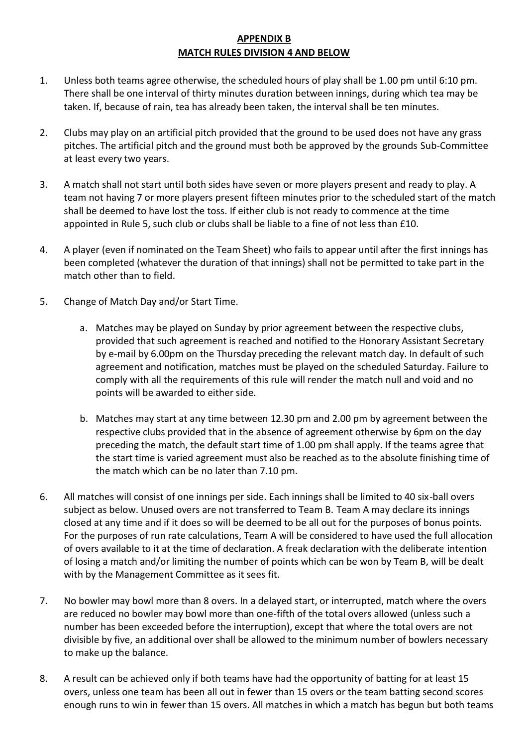## APPENDIX B
## MATCH RULES DIVISION 4 AND BELOW

1. Unless both teams agree otherwise, the scheduled hours of play shall be 1.00 pm until 6:10 pm. There shall be one interval of thirty minutes duration between innings, during which tea may be taken. If, because of rain, tea has already been taken, the interval shall be ten minutes.

2. Clubs may play on an artificial pitch provided that the ground to be used does not have any grass pitches. The artificial pitch and the ground must both be approved by the grounds Sub-Committee at least every two years.

3. A match shall not start until both sides have seven or more players present and ready to play. A team not having 7 or more players present fifteen minutes prior to the scheduled start of the match shall be deemed to have lost the toss. If either club is not ready to commence at the time appointed in Rule 5, such club or clubs shall be liable to a fine of not less than £10.

4. A player (even if nominated on the Team Sheet) who fails to appear until after the first innings has been completed (whatever the duration of that innings) shall not be permitted to take part in the match other than to field.

5. Change of Match Day and/or Start Time.

   a. Matches may be played on Sunday by prior agreement between the respective clubs, provided that such agreement is reached and notified to the Honorary Assistant Secretary by e-mail by 6.00pm on the Thursday preceding the relevant match day. In default of such agreement and notification, matches must be played on the scheduled Saturday. Failure to comply with all the requirements of this rule will render the match null and void and no points will be awarded to either side.

   b. Matches may start at any time between 12.30 pm and 2.00 pm by agreement between the respective clubs provided that in the absence of agreement otherwise by 6pm on the day preceding the match, the default start time of 1.00 pm shall apply. If the teams agree that the start time is varied agreement must also be reached as to the absolute finishing time of the match which can be no later than 7.10 pm.

6. All matches will consist of one innings per side. Each innings shall be limited to 40 six-ball overs subject as below. Unused overs are not transferred to Team B. Team A may declare its innings closed at any time and if it does so will be deemed to be all out for the purposes of bonus points. For the purposes of run rate calculations, Team A will be considered to have used the full allocation of overs available to it at the time of declaration. A freak declaration with the deliberate intention of losing a match and/or limiting the number of points which can be won by Team B, will be dealt with by the Management Committee as it sees fit.

7. No bowler may bowl more than 8 overs. In a delayed start, or interrupted, match where the overs are reduced no bowler may bowl more than one-fifth of the total overs allowed (unless such a number has been exceeded before the interruption), except that where the total overs are not divisible by five, an additional over shall be allowed to the minimum number of bowlers necessary to make up the balance.

8. A result can be achieved only if both teams have had the opportunity of batting for at least 15 overs, unless one team has been all out in fewer than 15 overs or the team batting second scores enough runs to win in fewer than 15 overs. All matches in which a match has begun but both teams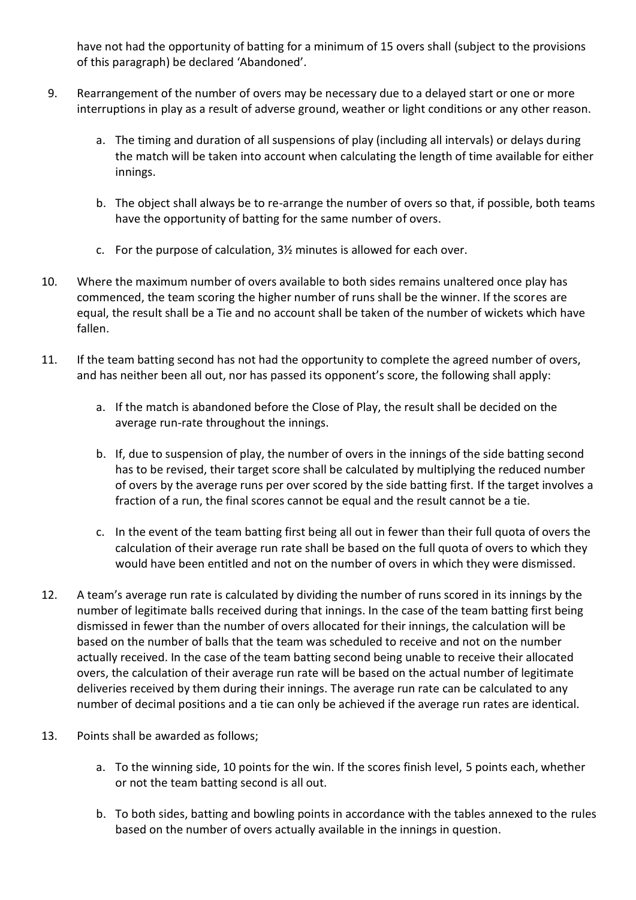have not had the opportunity of batting for a minimum of 15 overs shall (subject to the provisions of this paragraph) be declared 'Abandoned'.

9. Rearrangement of the number of overs may be necessary due to a delayed start or one or more interruptions in play as a result of adverse ground, weather or light conditions or any other reason.

    a. The timing and duration of all suspensions of play (including all intervals) or delays during the match will be taken into account when calculating the length of time available for either innings.

    b. The object shall always be to re-arrange the number of overs so that, if possible, both teams have the opportunity of batting for the same number of overs.

    c. For the purpose of calculation, 3½ minutes is allowed for each over.

10. Where the maximum number of overs available to both sides remains unaltered once play has commenced, the team scoring the higher number of runs shall be the winner. If the scores are equal, the result shall be a Tie and no account shall be taken of the number of wickets which have fallen.

11. If the team batting second has not had the opportunity to complete the agreed number of overs, and has neither been all out, nor has passed its opponent's score, the following shall apply:

    a. If the match is abandoned before the Close of Play, the result shall be decided on the average run-rate throughout the innings.

    b. If, due to suspension of play, the number of overs in the innings of the side batting second has to be revised, their target score shall be calculated by multiplying the reduced number of overs by the average runs per over scored by the side batting first. If the target involves a fraction of a run, the final scores cannot be equal and the result cannot be a tie.

    c. In the event of the team batting first being all out in fewer than their full quota of overs the calculation of their average run rate shall be based on the full quota of overs to which they would have been entitled and not on the number of overs in which they were dismissed.

12. A team's average run rate is calculated by dividing the number of runs scored in its innings by the number of legitimate balls received during that innings. In the case of the team batting first being dismissed in fewer than the number of overs allocated for their innings, the calculation will be based on the number of balls that the team was scheduled to receive and not on the number actually received. In the case of the team batting second being unable to receive their allocated overs, the calculation of their average run rate will be based on the actual number of legitimate deliveries received by them during their innings. The average run rate can be calculated to any number of decimal positions and a tie can only be achieved if the average run rates are identical.

13. Points shall be awarded as follows;

    a. To the winning side, 10 points for the win. If the scores finish level, 5 points each, whether or not the team batting second is all out.

    b. To both sides, batting and bowling points in accordance with the tables annexed to the rules based on the number of overs actually available in the innings in question.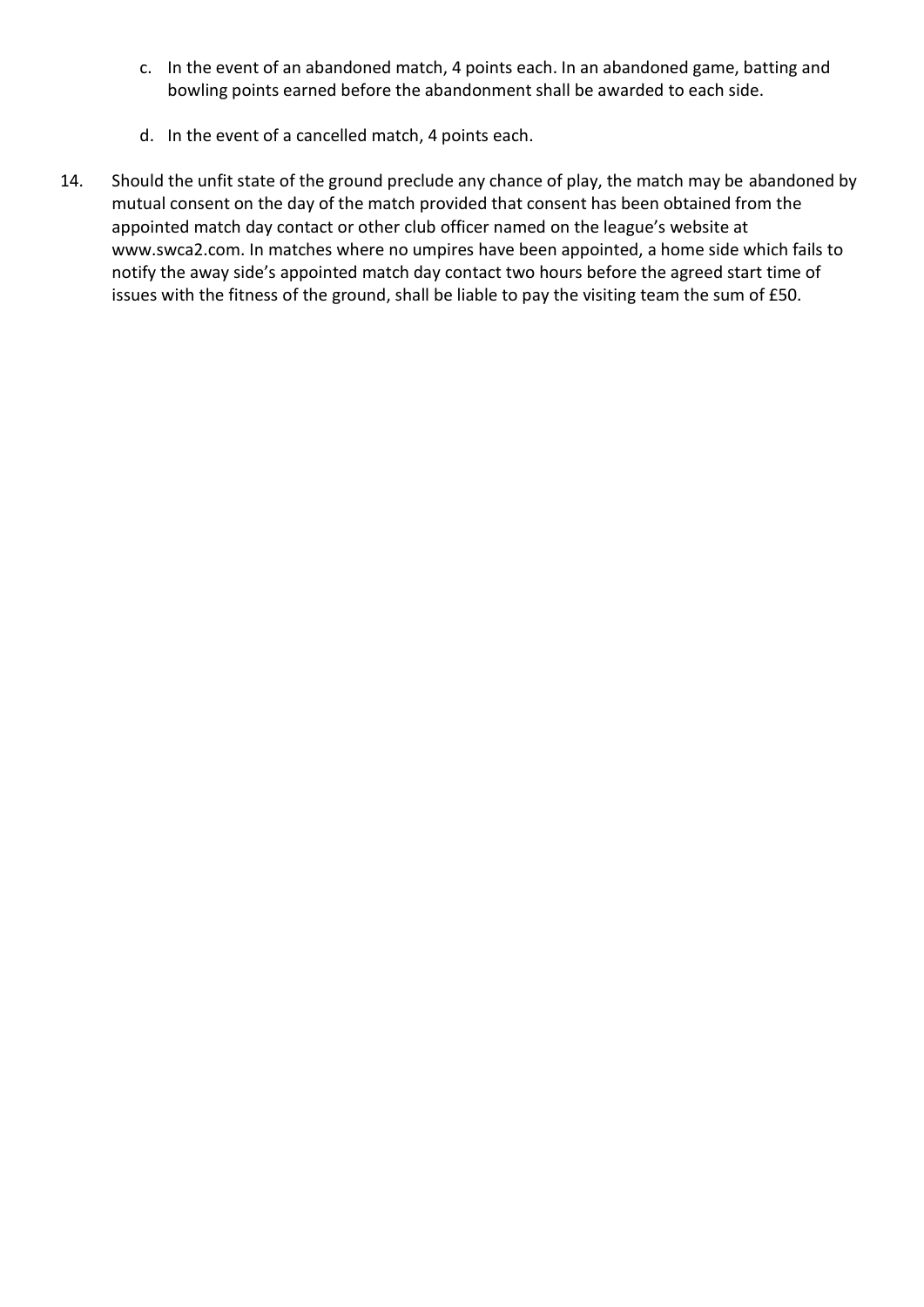c. In the event of an abandoned match, 4 points each. In an abandoned game, batting and bowling points earned before the abandonment shall be awarded to each side.

d. In the event of a cancelled match, 4 points each.

14. Should the unfit state of the ground preclude any chance of play, the match may be abandoned by mutual consent on the day of the match provided that consent has been obtained from the appointed match day contact or other club officer named on the league's website at www.swca2.com. In matches where no umpires have been appointed, a home side which fails to notify the away side's appointed match day contact two hours before the agreed start time of issues with the fitness of the ground, shall be liable to pay the visiting team the sum of £50.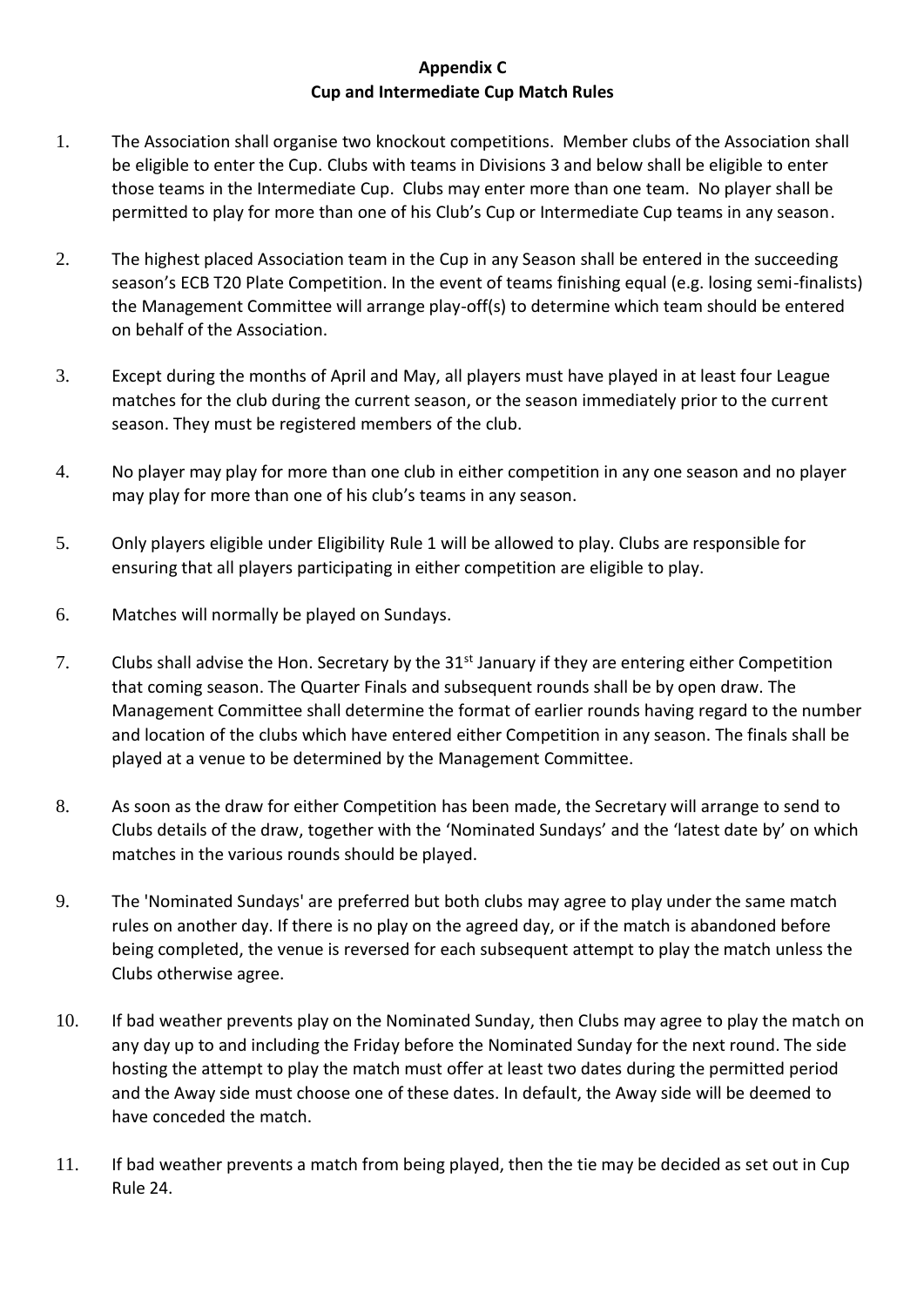## Appendix C
## Cup and Intermediate Cup Match Rules

1. The Association shall organise two knockout competitions. Member clubs of the Association shall be eligible to enter the Cup. Clubs with teams in Divisions 3 and below shall be eligible to enter those teams in the Intermediate Cup. Clubs may enter more than one team. No player shall be permitted to play for more than one of his Club's Cup or Intermediate Cup teams in any season.

2. The highest placed Association team in the Cup in any Season shall be entered in the succeeding season's ECB T20 Plate Competition. In the event of teams finishing equal (e.g. losing semi-finalists) the Management Committee will arrange play-off(s) to determine which team should be entered on behalf of the Association.

3. Except during the months of April and May, all players must have played in at least four League matches for the club during the current season, or the season immediately prior to the current season. They must be registered members of the club.

4. No player may play for more than one club in either competition in any one season and no player may play for more than one of his club's teams in any season.

5. Only players eligible under Eligibility Rule 1 will be allowed to play. Clubs are responsible for ensuring that all players participating in either competition are eligible to play.

6. Matches will normally be played on Sundays.

7. Clubs shall advise the Hon. Secretary by the 31st January if they are entering either Competition that coming season. The Quarter Finals and subsequent rounds shall be by open draw. The Management Committee shall determine the format of earlier rounds having regard to the number and location of the clubs which have entered either Competition in any season. The finals shall be played at a venue to be determined by the Management Committee.

8. As soon as the draw for either Competition has been made, the Secretary will arrange to send to Clubs details of the draw, together with the 'Nominated Sundays' and the 'latest date by' on which matches in the various rounds should be played.

9. The 'Nominated Sundays' are preferred but both clubs may agree to play under the same match rules on another day. If there is no play on the agreed day, or if the match is abandoned before being completed, the venue is reversed for each subsequent attempt to play the match unless the Clubs otherwise agree.

10. If bad weather prevents play on the Nominated Sunday, then Clubs may agree to play the match on any day up to and including the Friday before the Nominated Sunday for the next round. The side hosting the attempt to play the match must offer at least two dates during the permitted period and the Away side must choose one of these dates. In default, the Away side will be deemed to have conceded the match.

11. If bad weather prevents a match from being played, then the tie may be decided as set out in Cup Rule 24.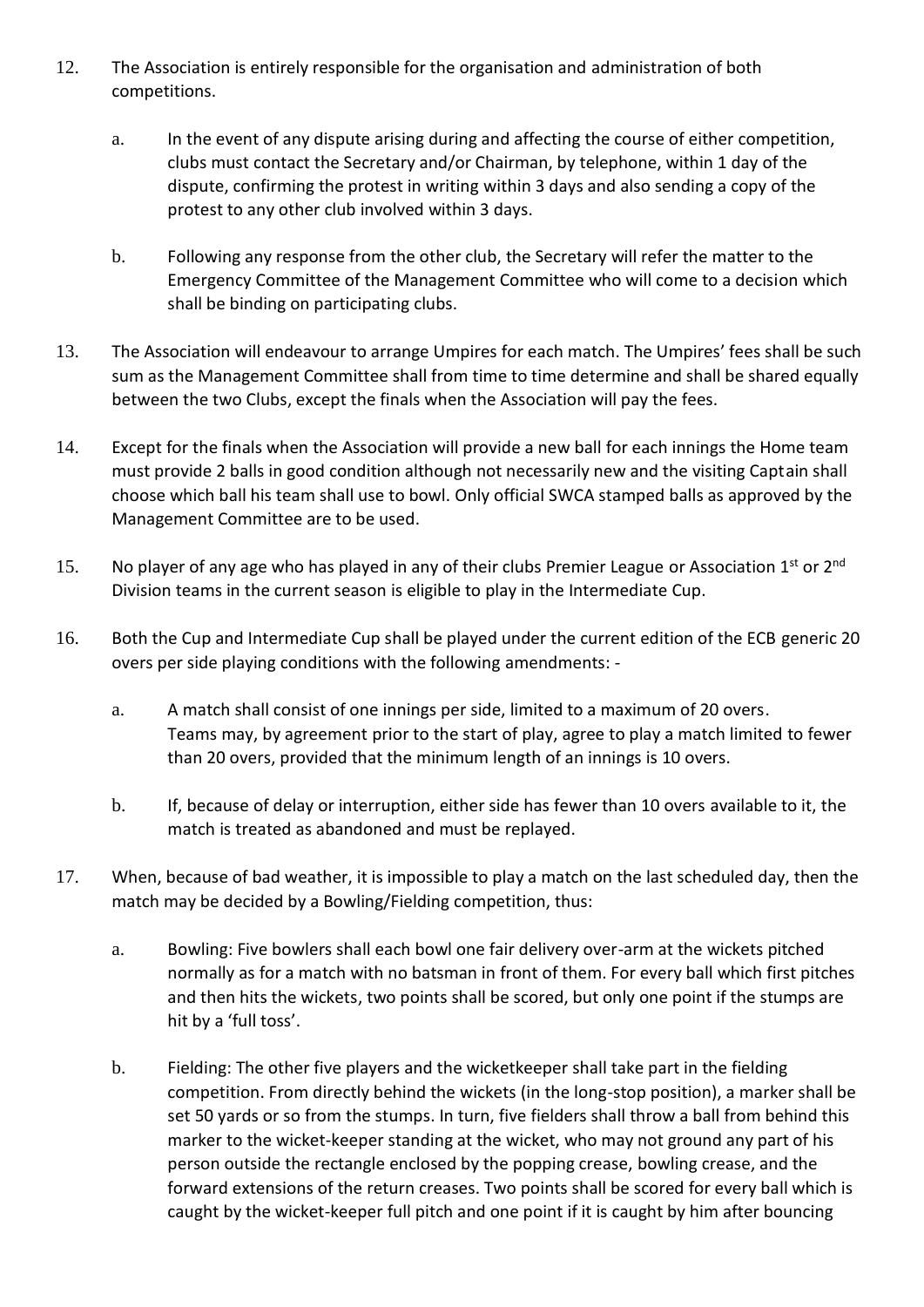12. The Association is entirely responsible for the organisation and administration of both competitions.

    a. In the event of any dispute arising during and affecting the course of either competition, clubs must contact the Secretary and/or Chairman, by telephone, within 1 day of the dispute, confirming the protest in writing within 3 days and also sending a copy of the protest to any other club involved within 3 days.

    b. Following any response from the other club, the Secretary will refer the matter to the Emergency Committee of the Management Committee who will come to a decision which shall be binding on participating clubs.

13. The Association will endeavour to arrange Umpires for each match. The Umpires' fees shall be such sum as the Management Committee shall from time to time determine and shall be shared equally between the two Clubs, except the finals when the Association will pay the fees.

14. Except for the finals when the Association will provide a new ball for each innings the Home team must provide 2 balls in good condition although not necessarily new and the visiting Captain shall choose which ball his team shall use to bowl. Only official SWCA stamped balls as approved by the Management Committee are to be used.

15. No player of any age who has played in any of their clubs Premier League or Association 1st or 2nd Division teams in the current season is eligible to play in the Intermediate Cup.

16. Both the Cup and Intermediate Cup shall be played under the current edition of the ECB generic 20 overs per side playing conditions with the following amendments: -

    a. A match shall consist of one innings per side, limited to a maximum of 20 overs. Teams may, by agreement prior to the start of play, agree to play a match limited to fewer than 20 overs, provided that the minimum length of an innings is 10 overs.

    b. If, because of delay or interruption, either side has fewer than 10 overs available to it, the match is treated as abandoned and must be replayed.

17. When, because of bad weather, it is impossible to play a match on the last scheduled day, then the match may be decided by a Bowling/Fielding competition, thus:

    a. Bowling: Five bowlers shall each bowl one fair delivery over-arm at the wickets pitched normally as for a match with no batsman in front of them. For every ball which first pitches and then hits the wickets, two points shall be scored, but only one point if the stumps are hit by a 'full toss'.

    b. Fielding: The other five players and the wicketkeeper shall take part in the fielding competition. From directly behind the wickets (in the long-stop position), a marker shall be set 50 yards or so from the stumps. In turn, five fielders shall throw a ball from behind this marker to the wicket-keeper standing at the wicket, who may not ground any part of his person outside the rectangle enclosed by the popping crease, bowling crease, and the forward extensions of the return creases. Two points shall be scored for every ball which is caught by the wicket-keeper full pitch and one point if it is caught by him after bouncing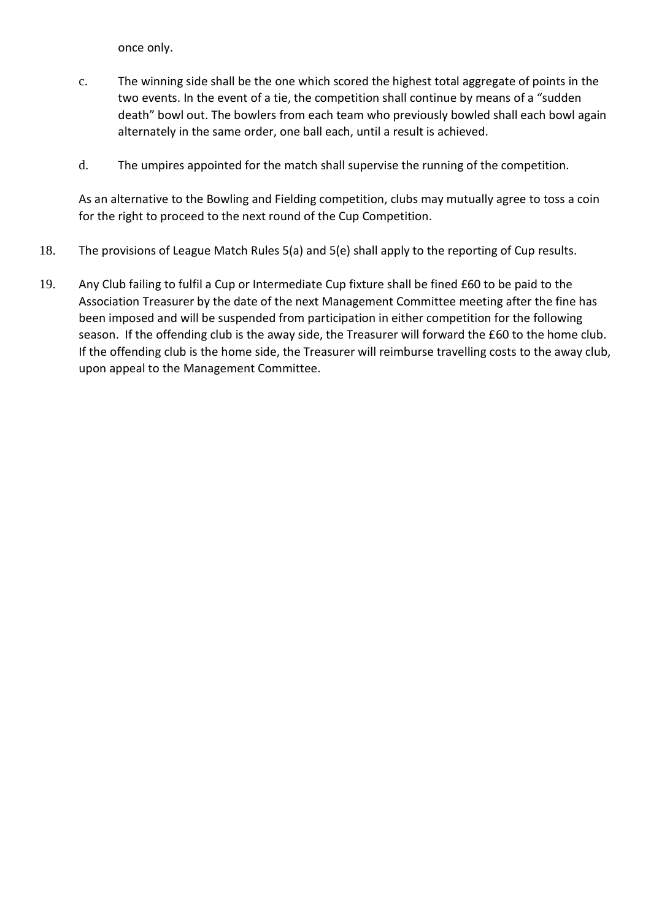once only.

c. The winning side shall be the one which scored the highest total aggregate of points in the two events. In the event of a tie, the competition shall continue by means of a "sudden death" bowl out. The bowlers from each team who previously bowled shall each bowl again alternately in the same order, one ball each, until a result is achieved.

d. The umpires appointed for the match shall supervise the running of the competition.

As an alternative to the Bowling and Fielding competition, clubs may mutually agree to toss a coin for the right to proceed to the next round of the Cup Competition.

18. The provisions of League Match Rules 5(a) and 5(e) shall apply to the reporting of Cup results.

19. Any Club failing to fulfil a Cup or Intermediate Cup fixture shall be fined £60 to be paid to the Association Treasurer by the date of the next Management Committee meeting after the fine has been imposed and will be suspended from participation in either competition for the following season. If the offending club is the away side, the Treasurer will forward the £60 to the home club. If the offending club is the home side, the Treasurer will reimburse travelling costs to the away club, upon appeal to the Management Committee.